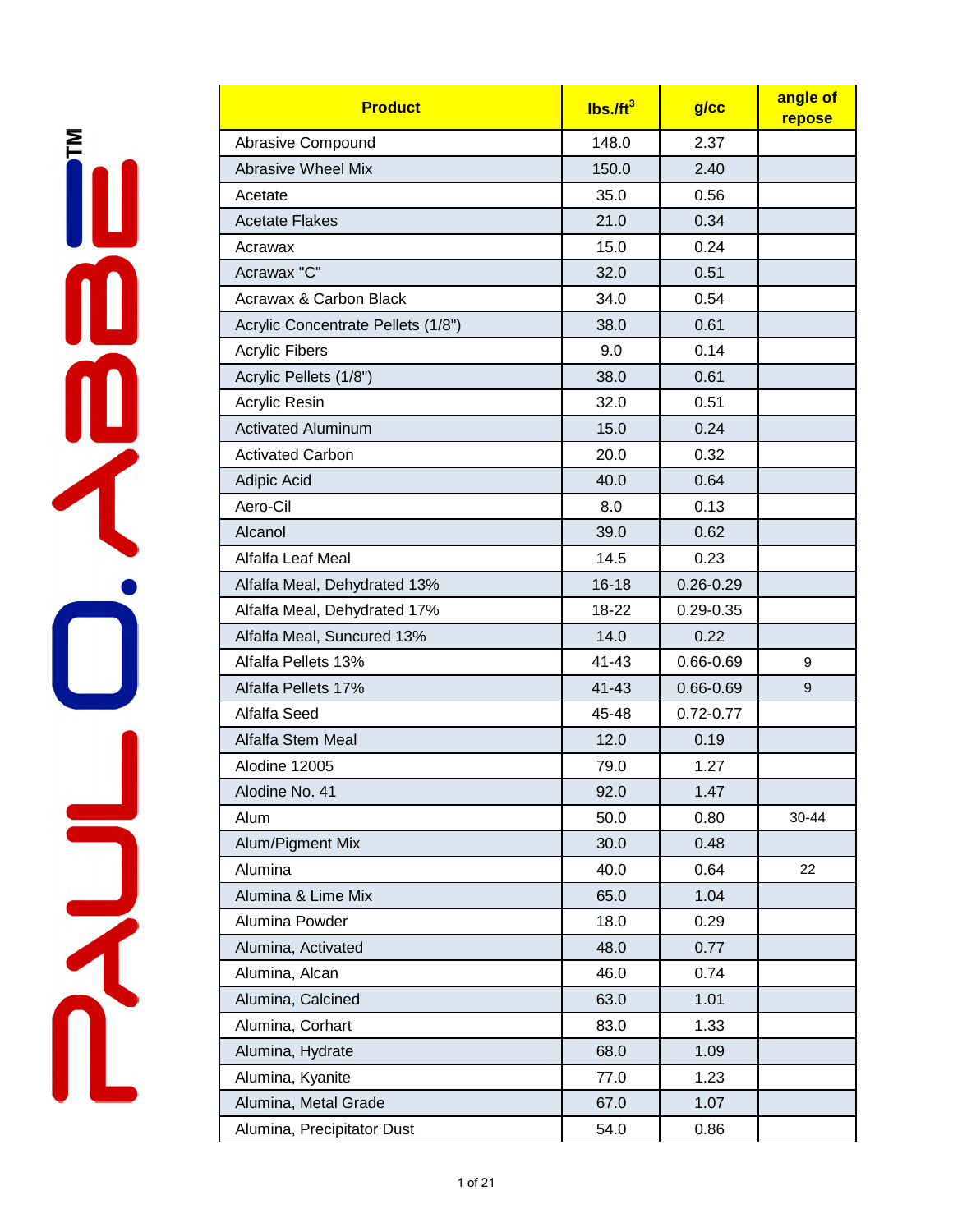PAUL O. ABBE™

| Product | lbs./ft$^3$ | g/cc | angle of repose |
|---|---|---|---|
| Abrasive Compound | 148.0 | 2.37 | |
| Abrasive Wheel Mix | 150.0 | 2.40 | |
| Acetate | 35.0 | 0.56 | |
| Acetate Flakes | 21.0 | 0.34 | |
| Acrawax | 15.0 | 0.24 | |
| Acrawax "C" | 32.0 | 0.51 | |
| Acrawax & Carbon Black | 34.0 | 0.54 | |
| Acrylic Concentrate Pellets (1/8") | 38.0 | 0.61 | |
| Acrylic Fibers | 9.0 | 0.14 | |
| Acrylic Pellets (1/8") | 38.0 | 0.61 | |
| Acrylic Resin | 32.0 | 0.51 | |
| Activated Aluminum | 15.0 | 0.24 | |
| Activated Carbon | 20.0 | 0.32 | |
| Adipic Acid | 40.0 | 0.64 | |
| Aero-Cil | 8.0 | 0.13 | |
| Alcanol | 39.0 | 0.62 | |
| Alfalfa Leaf Meal | 14.5 | 0.23 | |
| Alfalfa Meal, Dehydrated 13% | 16-18 | 0.26-0.29 | |
| Alfalfa Meal, Dehydrated 17% | 18-22 | 0.29-0.35 | |
| Alfalfa Meal, Suncured 13% | 14.0 | 0.22 | |
| Alfalfa Pellets 13% | 41-43 | 0.66-0.69 | 9 |
| Alfalfa Pellets 17% | 41-43 | 0.66-0.69 | 9 |
| Alfalfa Seed | 45-48 | 0.72-0.77 | |
| Alfalfa Stem Meal | 12.0 | 0.19 | |
| Alodine 12005 | 79.0 | 1.27 | |
| Alodine No. 41 | 92.0 | 1.47 | |
| Alum | 50.0 | 0.80 | 30-44 |
| Alum/Pigment Mix | 30.0 | 0.48 | |
| Alumina | 40.0 | 0.64 | 22 |
| Alumina & Lime Mix | 65.0 | 1.04 | |
| Alumina Powder | 18.0 | 0.29 | |
| Alumina, Activated | 48.0 | 0.77 | |
| Alumina, Alcan | 46.0 | 0.74 | |
| Alumina, Calcined | 63.0 | 1.01 | |
| Alumina, Corhart | 83.0 | 1.33 | |
| Alumina, Hydrate | 68.0 | 1.09 | |
| Alumina, Kyanite | 77.0 | 1.23 | |
| Alumina, Metal Grade | 67.0 | 1.07 | |
| Alumina, Precipitator Dust | 54.0 | 0.86 | |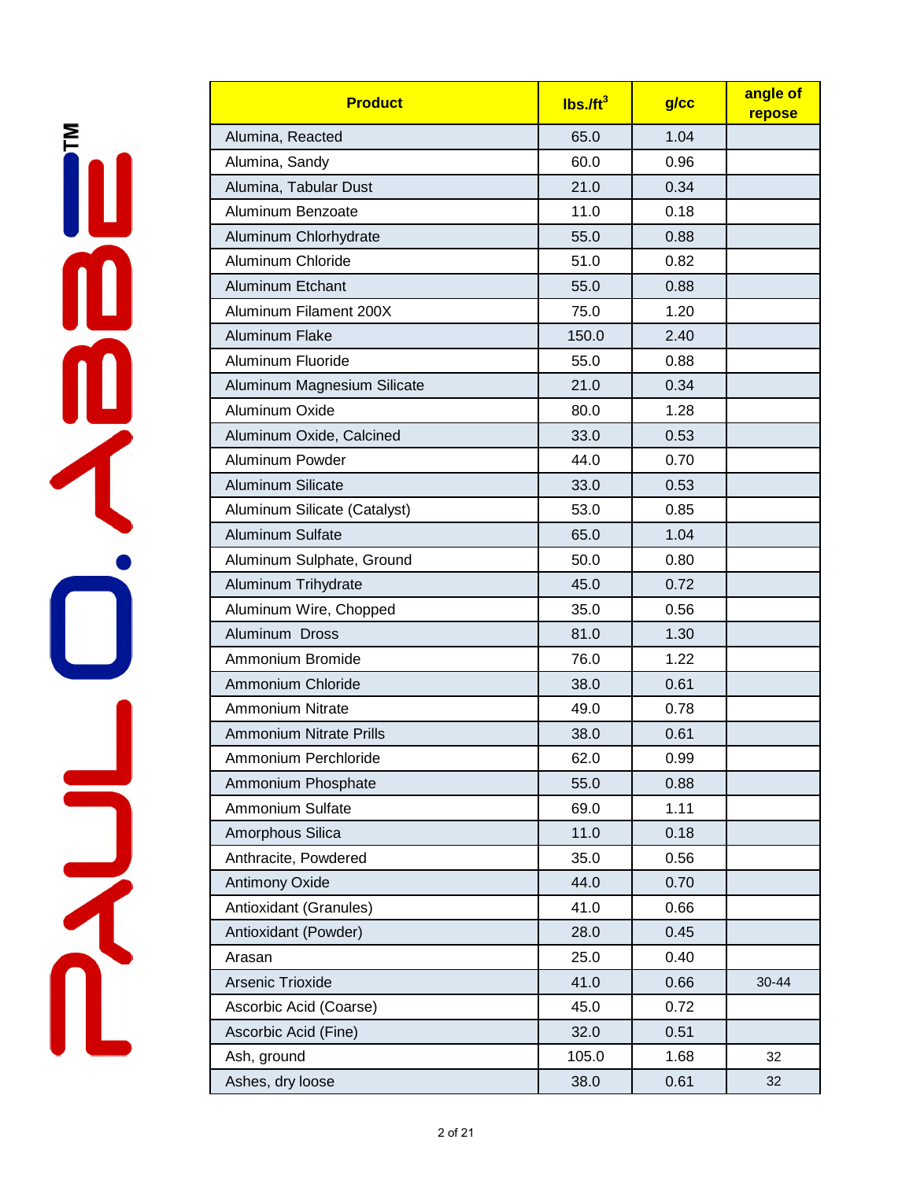| Product | lbs./ft$^3$ | g/cc | angle of repose |
|---|---|---|---|
| Alumina, Reacted | 65.0 | 1.04 | |
| Alumina, Sandy | 60.0 | 0.96 | |
| Alumina, Tabular Dust | 21.0 | 0.34 | |
| Aluminum Benzoate | 11.0 | 0.18 | |
| Aluminum Chlorhydrate | 55.0 | 0.88 | |
| Aluminum Chloride | 51.0 | 0.82 | |
| Aluminum Etchant | 55.0 | 0.88 | |
| Aluminum Filament 200X | 75.0 | 1.20 | |
| Aluminum Flake | 150.0 | 2.40 | |
| Aluminum Fluoride | 55.0 | 0.88 | |
| Aluminum Magnesium Silicate | 21.0 | 0.34 | |
| Aluminum Oxide | 80.0 | 1.28 | |
| Aluminum Oxide, Calcined | 33.0 | 0.53 | |
| Aluminum Powder | 44.0 | 0.70 | |
| Aluminum Silicate | 33.0 | 0.53 | |
| Aluminum Silicate (Catalyst) | 53.0 | 0.85 | |
| Aluminum Sulfate | 65.0 | 1.04 | |
| Aluminum Sulphate, Ground | 50.0 | 0.80 | |
| Aluminum Trihydrate | 45.0 | 0.72 | |
| Aluminum Wire, Chopped | 35.0 | 0.56 | |
| Aluminum Dross | 81.0 | 1.30 | |
| Ammonium Bromide | 76.0 | 1.22 | |
| Ammonium Chloride | 38.0 | 0.61 | |
| Ammonium Nitrate | 49.0 | 0.78 | |
| Ammonium Nitrate Prills | 38.0 | 0.61 | |
| Ammonium Perchloride | 62.0 | 0.99 | |
| Ammonium Phosphate | 55.0 | 0.88 | |
| Ammonium Sulfate | 69.0 | 1.11 | |
| Amorphous Silica | 11.0 | 0.18 | |
| Anthracite, Powdered | 35.0 | 0.56 | |
| Antimony Oxide | 44.0 | 0.70 | |
| Antioxidant (Granules) | 41.0 | 0.66 | |
| Antioxidant (Powder) | 28.0 | 0.45 | |
| Arasan | 25.0 | 0.40 | |
| Arsenic Trioxide | 41.0 | 0.66 | 30-44 |
| Ascorbic Acid (Coarse) | 45.0 | 0.72 | |
| Ascorbic Acid (Fine) | 32.0 | 0.51 | |
| Ash, ground | 105.0 | 1.68 | 32 |
| Ashes, dry loose | 38.0 | 0.61 | 32 |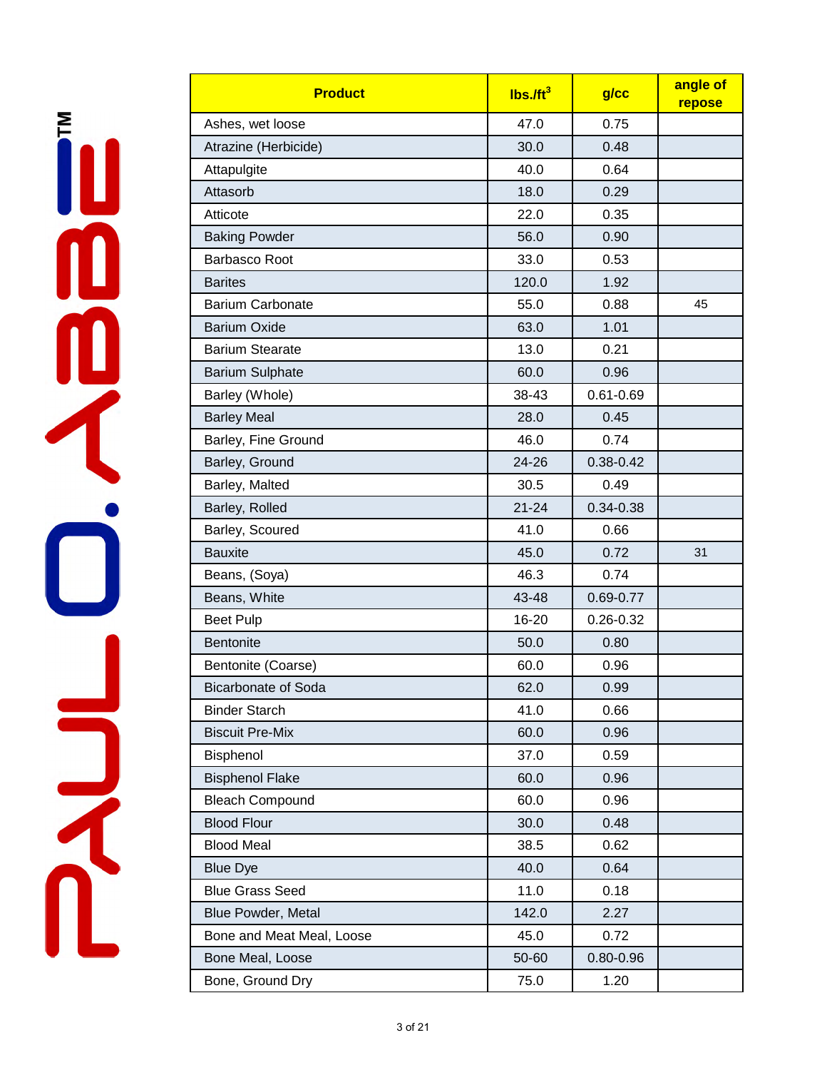| Product | lbs./ft$^3$ | g/cc | angle of repose |
|---|---|---|---|
| Ashes, wet loose | 47.0 | 0.75 | |
| Atrazine (Herbicide) | 30.0 | 0.48 | |
| Attapulgite | 40.0 | 0.64 | |
| Attasorb | 18.0 | 0.29 | |
| Atticote | 22.0 | 0.35 | |
| Baking Powder | 56.0 | 0.90 | |
| Barbasco Root | 33.0 | 0.53 | |
| Barites | 120.0 | 1.92 | |
| Barium Carbonate | 55.0 | 0.88 | 45 |
| Barium Oxide | 63.0 | 1.01 | |
| Barium Stearate | 13.0 | 0.21 | |
| Barium Sulphate | 60.0 | 0.96 | |
| Barley (Whole) | 38-43 | 0.61-0.69 | |
| Barley Meal | 28.0 | 0.45 | |
| Barley, Fine Ground | 46.0 | 0.74 | |
| Barley, Ground | 24-26 | 0.38-0.42 | |
| Barley, Malted | 30.5 | 0.49 | |
| Barley, Rolled | 21-24 | 0.34-0.38 | |
| Barley, Scoured | 41.0 | 0.66 | |
| Bauxite | 45.0 | 0.72 | 31 |
| Beans, (Soya) | 46.3 | 0.74 | |
| Beans, White | 43-48 | 0.69-0.77 | |
| Beet Pulp | 16-20 | 0.26-0.32 | |
| Bentonite | 50.0 | 0.80 | |
| Bentonite (Coarse) | 60.0 | 0.96 | |
| Bicarbonate of Soda | 62.0 | 0.99 | |
| Binder Starch | 41.0 | 0.66 | |
| Biscuit Pre-Mix | 60.0 | 0.96 | |
| Bisphenol | 37.0 | 0.59 | |
| Bisphenol Flake | 60.0 | 0.96 | |
| Bleach Compound | 60.0 | 0.96 | |
| Blood Flour | 30.0 | 0.48 | |
| Blood Meal | 38.5 | 0.62 | |
| Blue Dye | 40.0 | 0.64 | |
| Blue Grass Seed | 11.0 | 0.18 | |
| Blue Powder, Metal | 142.0 | 2.27 | |
| Bone and Meat Meal, Loose | 45.0 | 0.72 | |
| Bone Meal, Loose | 50-60 | 0.80-0.96 | |
| Bone, Ground Dry | 75.0 | 1.20 | |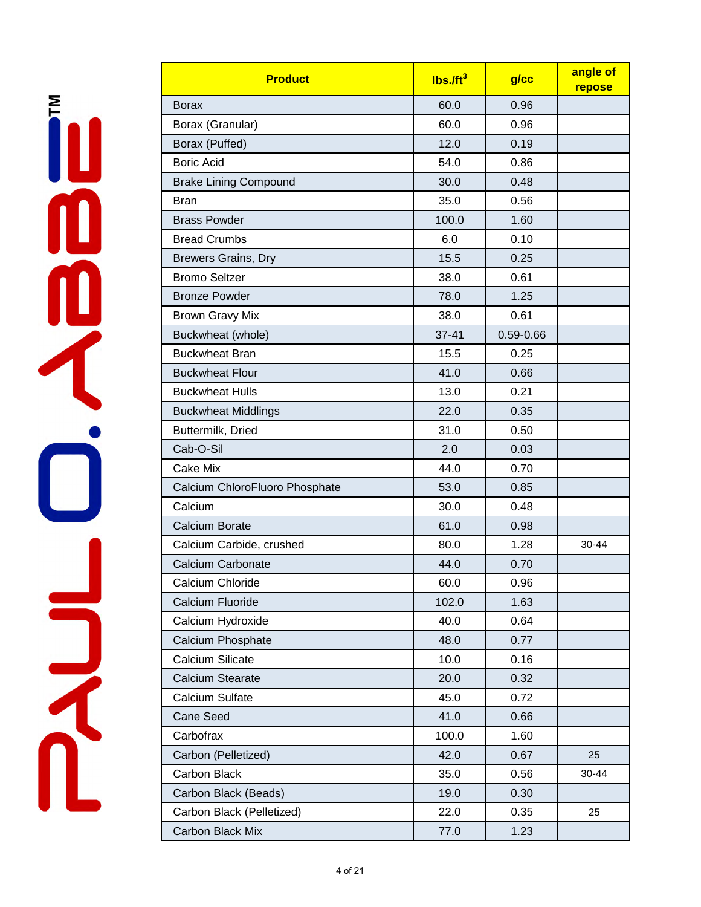PAUL O. ABBE™

| Product | lbs./ft$^3$ | g/cc | angle of repose |
|---|---|---|---|
| Borax | 60.0 | 0.96 | |
| Borax (Granular) | 60.0 | 0.96 | |
| Borax (Puffed) | 12.0 | 0.19 | |
| Boric Acid | 54.0 | 0.86 | |
| Brake Lining Compound | 30.0 | 0.48 | |
| Bran | 35.0 | 0.56 | |
| Brass Powder | 100.0 | 1.60 | |
| Bread Crumbs | 6.0 | 0.10 | |
| Brewers Grains, Dry | 15.5 | 0.25 | |
| Bromo Seltzer | 38.0 | 0.61 | |
| Bronze Powder | 78.0 | 1.25 | |
| Brown Gravy Mix | 38.0 | 0.61 | |
| Buckwheat (whole) | 37-41 | 0.59-0.66 | |
| Buckwheat Bran | 15.5 | 0.25 | |
| Buckwheat Flour | 41.0 | 0.66 | |
| Buckwheat Hulls | 13.0 | 0.21 | |
| Buckwheat Middlings | 22.0 | 0.35 | |
| Buttermilk, Dried | 31.0 | 0.50 | |
| Cab-O-Sil | 2.0 | 0.03 | |
| Cake Mix | 44.0 | 0.70 | |
| Calcium ChloroFluoro Phosphate | 53.0 | 0.85 | |
| Calcium | 30.0 | 0.48 | |
| Calcium Borate | 61.0 | 0.98 | |
| Calcium Carbide, crushed | 80.0 | 1.28 | 30-44 |
| Calcium Carbonate | 44.0 | 0.70 | |
| Calcium Chloride | 60.0 | 0.96 | |
| Calcium Fluoride | 102.0 | 1.63 | |
| Calcium Hydroxide | 40.0 | 0.64 | |
| Calcium Phosphate | 48.0 | 0.77 | |
| Calcium Silicate | 10.0 | 0.16 | |
| Calcium Stearate | 20.0 | 0.32 | |
| Calcium Sulfate | 45.0 | 0.72 | |
| Cane Seed | 41.0 | 0.66 | |
| Carbofrax | 100.0 | 1.60 | |
| Carbon (Pelletized) | 42.0 | 0.67 | 25 |
| Carbon Black | 35.0 | 0.56 | 30-44 |
| Carbon Black (Beads) | 19.0 | 0.30 | |
| Carbon Black (Pelletized) | 22.0 | 0.35 | 25 |
| Carbon Black Mix | 77.0 | 1.23 | |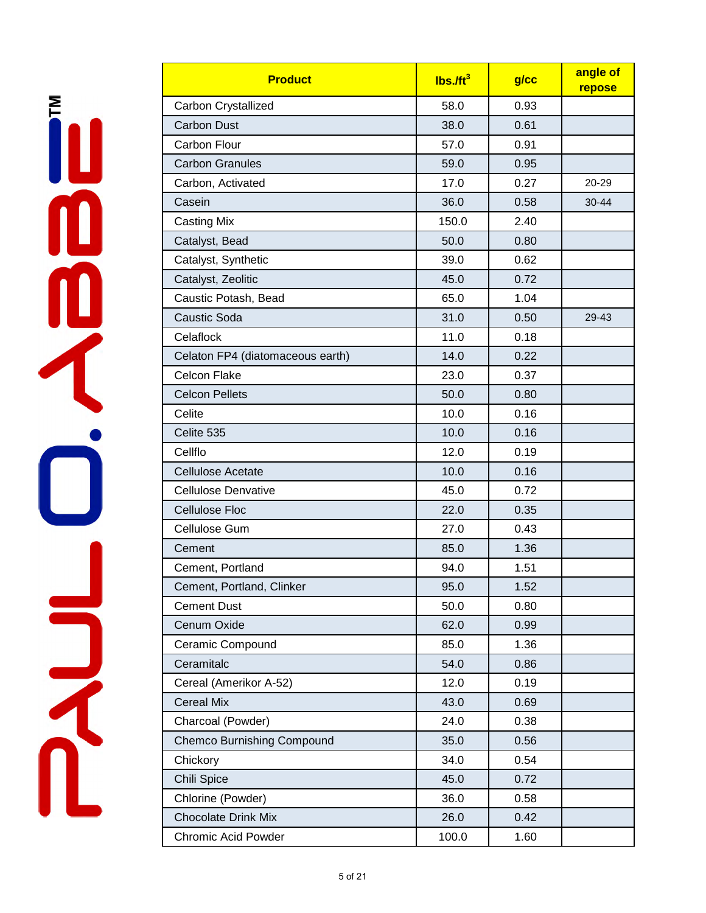| Product | lbs./ft$^3$ | g/cc | angle of repose |
|---|---|---|---|
| Carbon Crystallized | 58.0 | 0.93 | |
| Carbon Dust | 38.0 | 0.61 | |
| Carbon Flour | 57.0 | 0.91 | |
| Carbon Granules | 59.0 | 0.95 | |
| Carbon, Activated | 17.0 | 0.27 | 20-29 |
| Casein | 36.0 | 0.58 | 30-44 |
| Casting Mix | 150.0 | 2.40 | |
| Catalyst, Bead | 50.0 | 0.80 | |
| Catalyst, Synthetic | 39.0 | 0.62 | |
| Catalyst, Zeolitic | 45.0 | 0.72 | |
| Caustic Potash, Bead | 65.0 | 1.04 | |
| Caustic Soda | 31.0 | 0.50 | 29-43 |
| Celaflock | 11.0 | 0.18 | |
| Celaton FP4 (diatomaceous earth) | 14.0 | 0.22 | |
| Celcon Flake | 23.0 | 0.37 | |
| Celcon Pellets | 50.0 | 0.80 | |
| Celite | 10.0 | 0.16 | |
| Celite 535 | 10.0 | 0.16 | |
| Cellflo | 12.0 | 0.19 | |
| Cellulose Acetate | 10.0 | 0.16 | |
| Cellulose Denvative | 45.0 | 0.72 | |
| Cellulose Floc | 22.0 | 0.35 | |
| Cellulose Gum | 27.0 | 0.43 | |
| Cement | 85.0 | 1.36 | |
| Cement, Portland | 94.0 | 1.51 | |
| Cement, Portland, Clinker | 95.0 | 1.52 | |
| Cement Dust | 50.0 | 0.80 | |
| Cenum Oxide | 62.0 | 0.99 | |
| Ceramic Compound | 85.0 | 1.36 | |
| Ceramitalc | 54.0 | 0.86 | |
| Cereal (Amerikor A-52) | 12.0 | 0.19 | |
| Cereal Mix | 43.0 | 0.69 | |
| Charcoal (Powder) | 24.0 | 0.38 | |
| Chemco Burnishing Compound | 35.0 | 0.56 | |
| Chickory | 34.0 | 0.54 | |
| Chili Spice | 45.0 | 0.72 | |
| Chlorine (Powder) | 36.0 | 0.58 | |
| Chocolate Drink Mix | 26.0 | 0.42 | |
| Chromic Acid Powder | 100.0 | 1.60 | |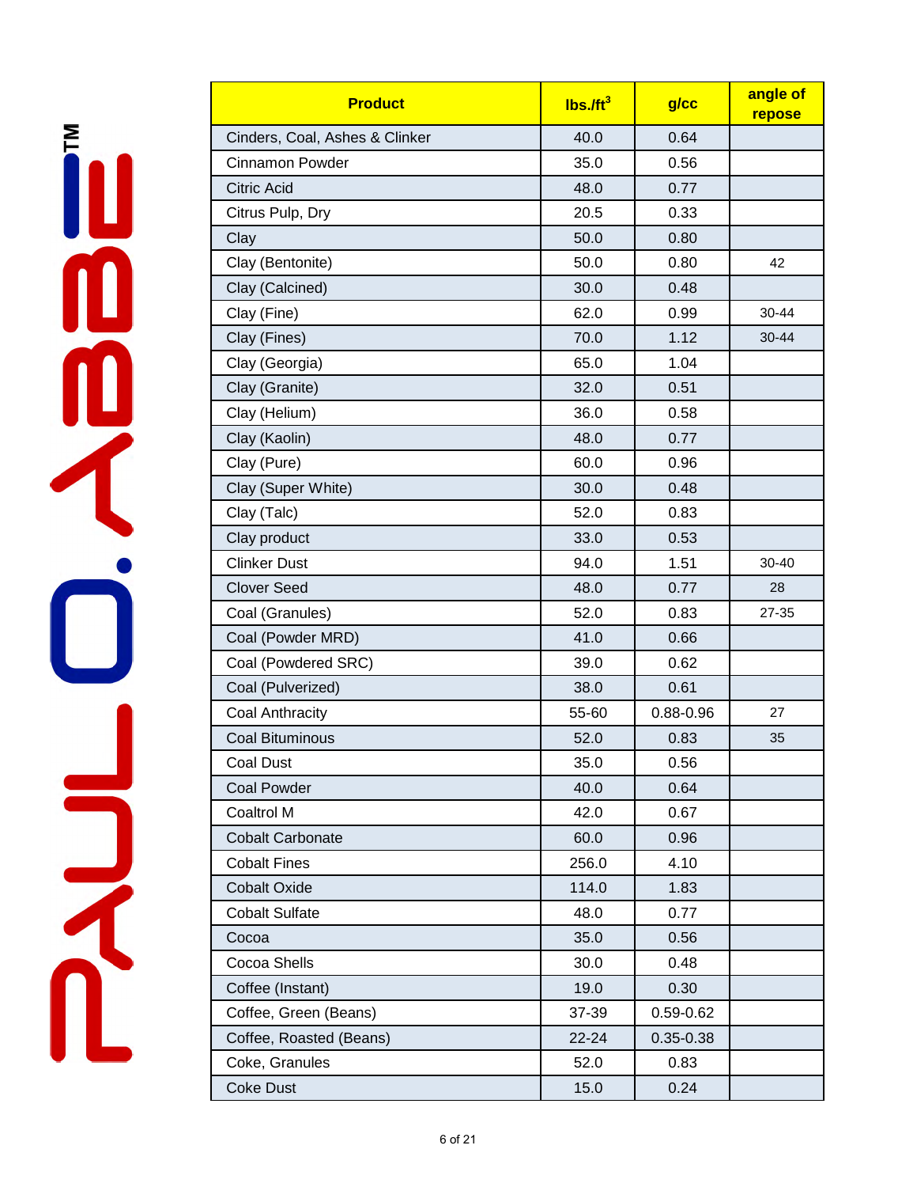| Product | lbs./ft$^3$ | g/cc | angle of repose |
|---|---|---|---|
| Cinders, Coal, Ashes & Clinker | 40.0 | 0.64 | |
| Cinnamon Powder | 35.0 | 0.56 | |
| Citric Acid | 48.0 | 0.77 | |
| Citrus Pulp, Dry | 20.5 | 0.33 | |
| Clay | 50.0 | 0.80 | |
| Clay (Bentonite) | 50.0 | 0.80 | 42 |
| Clay (Calcined) | 30.0 | 0.48 | |
| Clay (Fine) | 62.0 | 0.99 | 30-44 |
| Clay (Fines) | 70.0 | 1.12 | 30-44 |
| Clay (Georgia) | 65.0 | 1.04 | |
| Clay (Granite) | 32.0 | 0.51 | |
| Clay (Helium) | 36.0 | 0.58 | |
| Clay (Kaolin) | 48.0 | 0.77 | |
| Clay (Pure) | 60.0 | 0.96 | |
| Clay (Super White) | 30.0 | 0.48 | |
| Clay (Talc) | 52.0 | 0.83 | |
| Clay product | 33.0 | 0.53 | |
| Clinker Dust | 94.0 | 1.51 | 30-40 |
| Clover Seed | 48.0 | 0.77 | 28 |
| Coal (Granules) | 52.0 | 0.83 | 27-35 |
| Coal (Powder MRD) | 41.0 | 0.66 | |
| Coal (Powdered SRC) | 39.0 | 0.62 | |
| Coal (Pulverized) | 38.0 | 0.61 | |
| Coal Anthracity | 55-60 | 0.88-0.96 | 27 |
| Coal Bituminous | 52.0 | 0.83 | 35 |
| Coal Dust | 35.0 | 0.56 | |
| Coal Powder | 40.0 | 0.64 | |
| Coaltrol M | 42.0 | 0.67 | |
| Cobalt Carbonate | 60.0 | 0.96 | |
| Cobalt Fines | 256.0 | 4.10 | |
| Cobalt Oxide | 114.0 | 1.83 | |
| Cobalt Sulfate | 48.0 | 0.77 | |
| Cocoa | 35.0 | 0.56 | |
| Cocoa Shells | 30.0 | 0.48 | |
| Coffee (Instant) | 19.0 | 0.30 | |
| Coffee, Green (Beans) | 37-39 | 0.59-0.62 | |
| Coffee, Roasted (Beans) | 22-24 | 0.35-0.38 | |
| Coke, Granules | 52.0 | 0.83 | |
| Coke Dust | 15.0 | 0.24 | |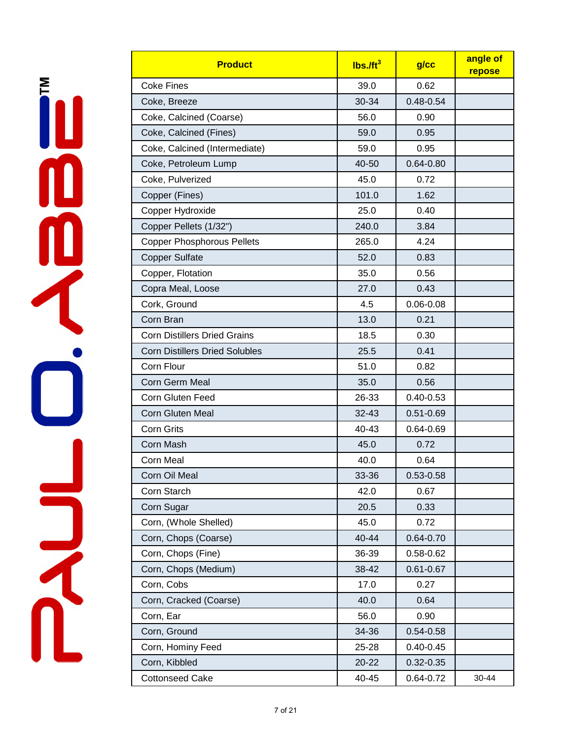| Product | $lbs./ft^3$ | g/cc | angle of repose |
|---|---|---|---|
| Coke Fines | 39.0 | 0.62 | |
| Coke, Breeze | 30-34 | 0.48-0.54 | |
| Coke, Calcined (Coarse) | 56.0 | 0.90 | |
| Coke, Calcined (Fines) | 59.0 | 0.95 | |
| Coke, Calcined (Intermediate) | 59.0 | 0.95 | |
| Coke, Petroleum Lump | 40-50 | 0.64-0.80 | |
| Coke, Pulverized | 45.0 | 0.72 | |
| Copper (Fines) | 101.0 | 1.62 | |
| Copper Hydroxide | 25.0 | 0.40 | |
| Copper Pellets (1/32") | 240.0 | 3.84 | |
| Copper Phosphorous Pellets | 265.0 | 4.24 | |
| Copper Sulfate | 52.0 | 0.83 | |
| Copper, Flotation | 35.0 | 0.56 | |
| Copra Meal, Loose | 27.0 | 0.43 | |
| Cork, Ground | 4.5 | 0.06-0.08 | |
| Corn Bran | 13.0 | 0.21 | |
| Corn Distillers Dried Grains | 18.5 | 0.30 | |
| Corn Distillers Dried Solubles | 25.5 | 0.41 | |
| Corn Flour | 51.0 | 0.82 | |
| Corn Germ Meal | 35.0 | 0.56 | |
| Corn Gluten Feed | 26-33 | 0.40-0.53 | |
| Corn Gluten Meal | 32-43 | 0.51-0.69 | |
| Corn Grits | 40-43 | 0.64-0.69 | |
| Corn Mash | 45.0 | 0.72 | |
| Corn Meal | 40.0 | 0.64 | |
| Corn Oil Meal | 33-36 | 0.53-0.58 | |
| Corn Starch | 42.0 | 0.67 | |
| Corn Sugar | 20.5 | 0.33 | |
| Corn, (Whole Shelled) | 45.0 | 0.72 | |
| Corn, Chops (Coarse) | 40-44 | 0.64-0.70 | |
| Corn, Chops (Fine) | 36-39 | 0.58-0.62 | |
| Corn, Chops (Medium) | 38-42 | 0.61-0.67 | |
| Corn, Cobs | 17.0 | 0.27 | |
| Corn, Cracked (Coarse) | 40.0 | 0.64 | |
| Corn, Ear | 56.0 | 0.90 | |
| Corn, Ground | 34-36 | 0.54-0.58 | |
| Corn, Hominy Feed | 25-28 | 0.40-0.45 | |
| Corn, Kibbled | 20-22 | 0.32-0.35 | |
| Cottonseed Cake | 40-45 | 0.64-0.72 | 30-44 |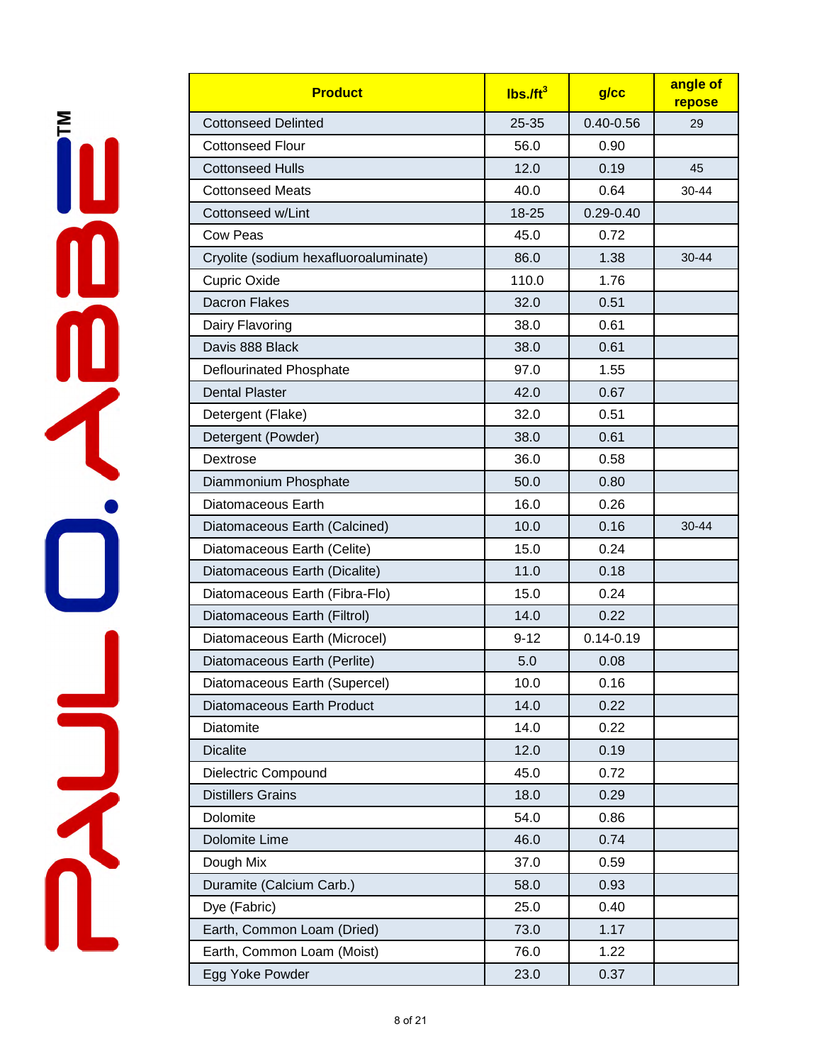| Product | lbs./ft$^3$ | g/cc | angle of repose |
|---|---|---|---|
| Cottonseed Delinted | 25-35 | 0.40-0.56 | 29 |
| Cottonseed Flour | 56.0 | 0.90 | |
| Cottonseed Hulls | 12.0 | 0.19 | 45 |
| Cottonseed Meats | 40.0 | 0.64 | 30-44 |
| Cottonseed w/Lint | 18-25 | 0.29-0.40 | |
| Cow Peas | 45.0 | 0.72 | |
| Cryolite (sodium hexafluoroaluminate) | 86.0 | 1.38 | 30-44 |
| Cupric Oxide | 110.0 | 1.76 | |
| Dacron Flakes | 32.0 | 0.51 | |
| Dairy Flavoring | 38.0 | 0.61 | |
| Davis 888 Black | 38.0 | 0.61 | |
| Deflourinated Phosphate | 97.0 | 1.55 | |
| Dental Plaster | 42.0 | 0.67 | |
| Detergent (Flake) | 32.0 | 0.51 | |
| Detergent (Powder) | 38.0 | 0.61 | |
| Dextrose | 36.0 | 0.58 | |
| Diammonium Phosphate | 50.0 | 0.80 | |
| Diatomaceous Earth | 16.0 | 0.26 | |
| Diatomaceous Earth (Calcined) | 10.0 | 0.16 | 30-44 |
| Diatomaceous Earth (Celite) | 15.0 | 0.24 | |
| Diatomaceous Earth (Dicalite) | 11.0 | 0.18 | |
| Diatomaceous Earth (Fibra-Flo) | 15.0 | 0.24 | |
| Diatomaceous Earth (Filtrol) | 14.0 | 0.22 | |
| Diatomaceous Earth (Microcel) | 9-12 | 0.14-0.19 | |
| Diatomaceous Earth (Perlite) | 5.0 | 0.08 | |
| Diatomaceous Earth (Supercel) | 10.0 | 0.16 | |
| Diatomaceous Earth Product | 14.0 | 0.22 | |
| Diatomite | 14.0 | 0.22 | |
| Dicalite | 12.0 | 0.19 | |
| Dielectric Compound | 45.0 | 0.72 | |
| Distillers Grains | 18.0 | 0.29 | |
| Dolomite | 54.0 | 0.86 | |
| Dolomite Lime | 46.0 | 0.74 | |
| Dough Mix | 37.0 | 0.59 | |
| Duramite (Calcium Carb.) | 58.0 | 0.93 | |
| Dye (Fabric) | 25.0 | 0.40 | |
| Earth, Common Loam (Dried) | 73.0 | 1.17 | |
| Earth, Common Loam (Moist) | 76.0 | 1.22 | |
| Egg Yoke Powder | 23.0 | 0.37 | |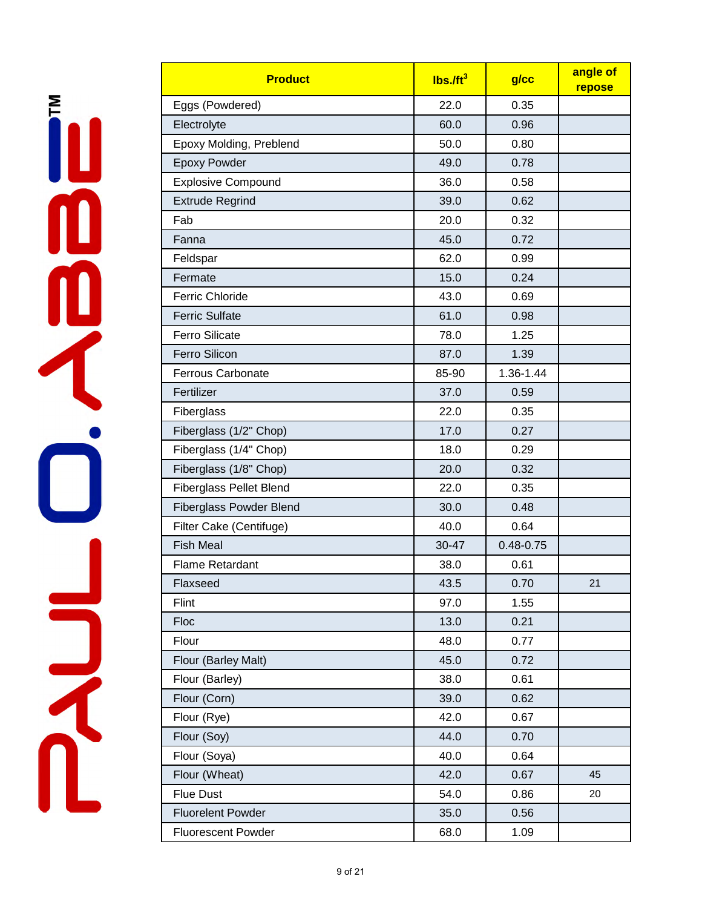| Product | lbs./ft$^3$ | g/cc | angle of repose |
|---|---|---|---|
| Eggs (Powdered) | 22.0 | 0.35 | |
| Electrolyte | 60.0 | 0.96 | |
| Epoxy Molding, Preblend | 50.0 | 0.80 | |
| Epoxy Powder | 49.0 | 0.78 | |
| Explosive Compound | 36.0 | 0.58 | |
| Extrude Regrind | 39.0 | 0.62 | |
| Fab | 20.0 | 0.32 | |
| Fanna | 45.0 | 0.72 | |
| Feldspar | 62.0 | 0.99 | |
| Fermate | 15.0 | 0.24 | |
| Ferric Chloride | 43.0 | 0.69 | |
| Ferric Sulfate | 61.0 | 0.98 | |
| Ferro Silicate | 78.0 | 1.25 | |
| Ferro Silicon | 87.0 | 1.39 | |
| Ferrous Carbonate | 85-90 | 1.36-1.44 | |
| Fertilizer | 37.0 | 0.59 | |
| Fiberglass | 22.0 | 0.35 | |
| Fiberglass (1/2" Chop) | 17.0 | 0.27 | |
| Fiberglass (1/4" Chop) | 18.0 | 0.29 | |
| Fiberglass (1/8" Chop) | 20.0 | 0.32 | |
| Fiberglass Pellet Blend | 22.0 | 0.35 | |
| Fiberglass Powder Blend | 30.0 | 0.48 | |
| Filter Cake (Centifuge) | 40.0 | 0.64 | |
| Fish Meal | 30-47 | 0.48-0.75 | |
| Flame Retardant | 38.0 | 0.61 | |
| Flaxseed | 43.5 | 0.70 | 21 |
| Flint | 97.0 | 1.55 | |
| Floc | 13.0 | 0.21 | |
| Flour | 48.0 | 0.77 | |
| Flour (Barley Malt) | 45.0 | 0.72 | |
| Flour (Barley) | 38.0 | 0.61 | |
| Flour (Corn) | 39.0 | 0.62 | |
| Flour (Rye) | 42.0 | 0.67 | |
| Flour (Soy) | 44.0 | 0.70 | |
| Flour (Soya) | 40.0 | 0.64 | |
| Flour (Wheat) | 42.0 | 0.67 | 45 |
| Flue Dust | 54.0 | 0.86 | 20 |
| Fluorelent Powder | 35.0 | 0.56 | |
| Fluorescent Powder | 68.0 | 1.09 | |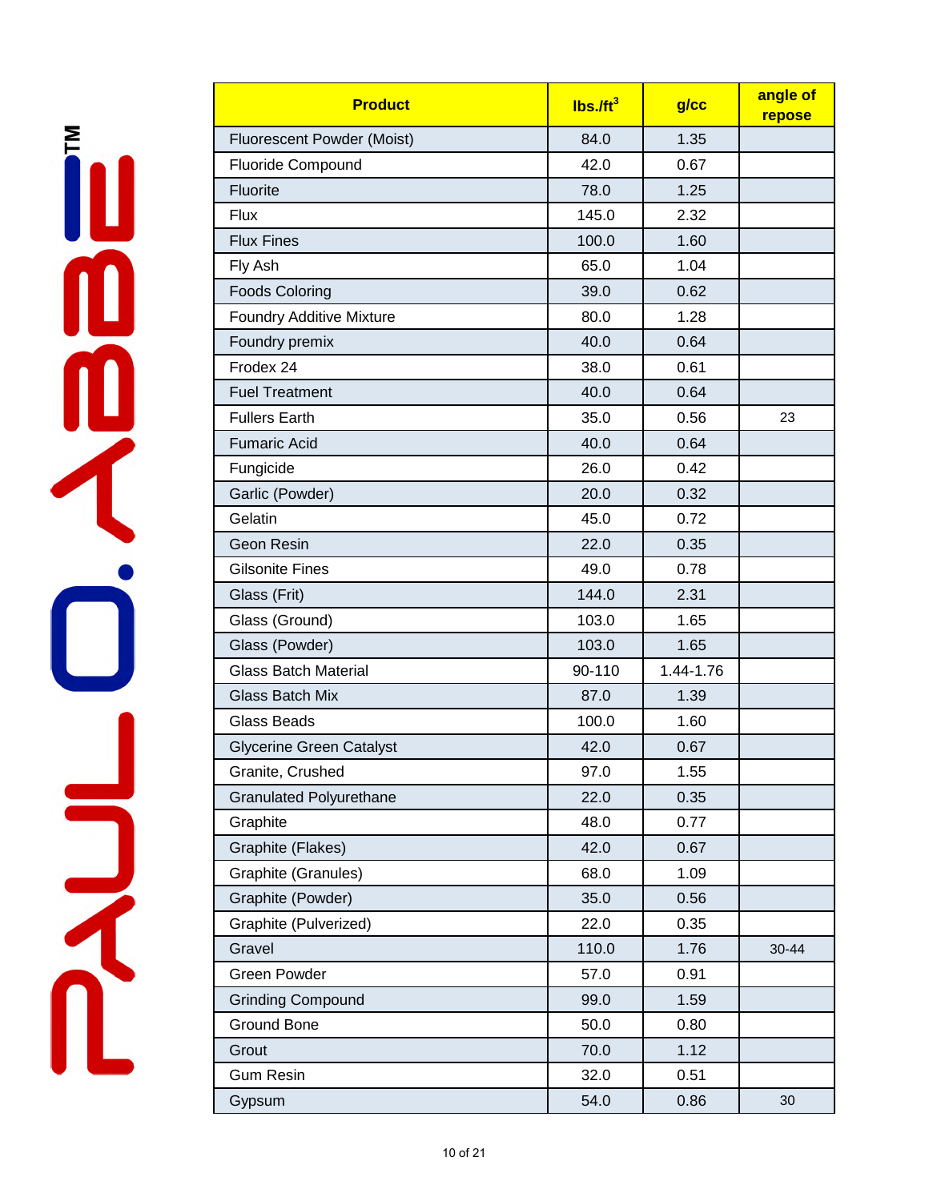| Product | lbs./ft$^3$ | g/cc | angle of repose |
|---|---|---|---|
| Fluorescent Powder (Moist) | 84.0 | 1.35 | |
| Fluoride Compound | 42.0 | 0.67 | |
| Fluorite | 78.0 | 1.25 | |
| Flux | 145.0 | 2.32 | |
| Flux Fines | 100.0 | 1.60 | |
| Fly Ash | 65.0 | 1.04 | |
| Foods Coloring | 39.0 | 0.62 | |
| Foundry Additive Mixture | 80.0 | 1.28 | |
| Foundry premix | 40.0 | 0.64 | |
| Frodex 24 | 38.0 | 0.61 | |
| Fuel Treatment | 40.0 | 0.64 | |
| Fullers Earth | 35.0 | 0.56 | 23 |
| Fumaric Acid | 40.0 | 0.64 | |
| Fungicide | 26.0 | 0.42 | |
| Garlic (Powder) | 20.0 | 0.32 | |
| Gelatin | 45.0 | 0.72 | |
| Geon Resin | 22.0 | 0.35 | |
| Gilsonite Fines | 49.0 | 0.78 | |
| Glass (Frit) | 144.0 | 2.31 | |
| Glass (Ground) | 103.0 | 1.65 | |
| Glass (Powder) | 103.0 | 1.65 | |
| Glass Batch Material | 90-110 | 1.44-1.76 | |
| Glass Batch Mix | 87.0 | 1.39 | |
| Glass Beads | 100.0 | 1.60 | |
| Glycerine Green Catalyst | 42.0 | 0.67 | |
| Granite, Crushed | 97.0 | 1.55 | |
| Granulated Polyurethane | 22.0 | 0.35 | |
| Graphite | 48.0 | 0.77 | |
| Graphite (Flakes) | 42.0 | 0.67 | |
| Graphite (Granules) | 68.0 | 1.09 | |
| Graphite (Powder) | 35.0 | 0.56 | |
| Graphite (Pulverized) | 22.0 | 0.35 | |
| Gravel | 110.0 | 1.76 | 30-44 |
| Green Powder | 57.0 | 0.91 | |
| Grinding Compound | 99.0 | 1.59 | |
| Ground Bone | 50.0 | 0.80 | |
| Grout | 70.0 | 1.12 | |
| Gum Resin | 32.0 | 0.51 | |
| Gypsum | 54.0 | 0.86 | 30 |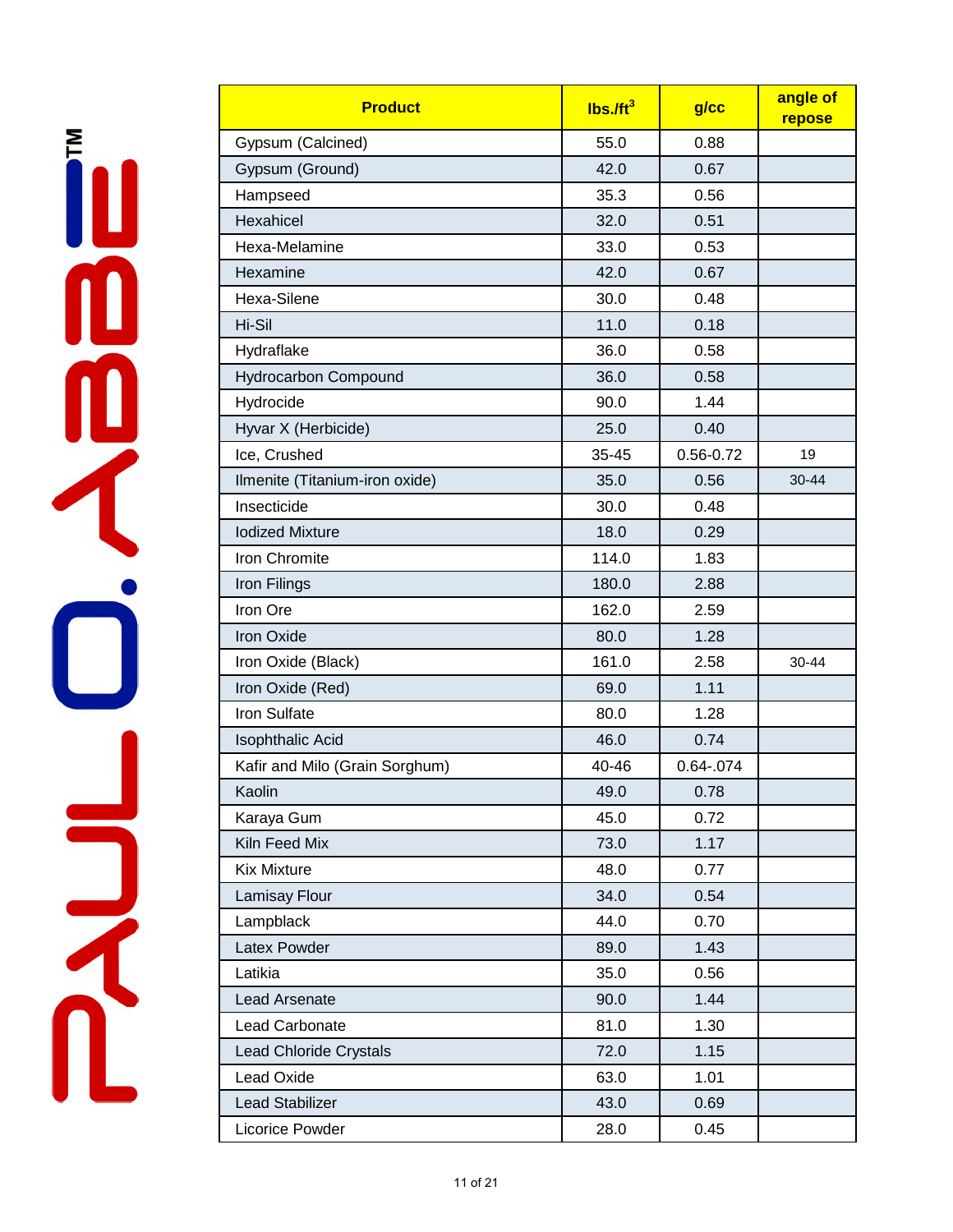| Product | lbs./ft$^3$ | g/cc | angle of repose |
|---|---|---|---|
| Gypsum (Calcined) | 55.0 | 0.88 | |
| Gypsum (Ground) | 42.0 | 0.67 | |
| Hampseed | 35.3 | 0.56 | |
| Hexahicel | 32.0 | 0.51 | |
| Hexa-Melamine | 33.0 | 0.53 | |
| Hexamine | 42.0 | 0.67 | |
| Hexa-Silene | 30.0 | 0.48 | |
| Hi-Sil | 11.0 | 0.18 | |
| Hydraflake | 36.0 | 0.58 | |
| Hydrocarbon Compound | 36.0 | 0.58 | |
| Hydrocide | 90.0 | 1.44 | |
| Hyvar X (Herbicide) | 25.0 | 0.40 | |
| Ice, Crushed | 35-45 | 0.56-0.72 | 19 |
| Ilmenite (Titanium-iron oxide) | 35.0 | 0.56 | 30-44 |
| Insecticide | 30.0 | 0.48 | |
| Iodized Mixture | 18.0 | 0.29 | |
| Iron Chromite | 114.0 | 1.83 | |
| Iron Filings | 180.0 | 2.88 | |
| Iron Ore | 162.0 | 2.59 | |
| Iron Oxide | 80.0 | 1.28 | |
| Iron Oxide (Black) | 161.0 | 2.58 | 30-44 |
| Iron Oxide (Red) | 69.0 | 1.11 | |
| Iron Sulfate | 80.0 | 1.28 | |
| Isophthalic Acid | 46.0 | 0.74 | |
| Kafir and Milo (Grain Sorghum) | 40-46 | 0.64-.074 | |
| Kaolin | 49.0 | 0.78 | |
| Karaya Gum | 45.0 | 0.72 | |
| Kiln Feed Mix | 73.0 | 1.17 | |
| Kix Mixture | 48.0 | 0.77 | |
| Lamisay Flour | 34.0 | 0.54 | |
| Lampblack | 44.0 | 0.70 | |
| Latex Powder | 89.0 | 1.43 | |
| Latikia | 35.0 | 0.56 | |
| Lead Arsenate | 90.0 | 1.44 | |
| Lead Carbonate | 81.0 | 1.30 | |
| Lead Chloride Crystals | 72.0 | 1.15 | |
| Lead Oxide | 63.0 | 1.01 | |
| Lead Stabilizer | 43.0 | 0.69 | |
| Licorice Powder | 28.0 | 0.45 | |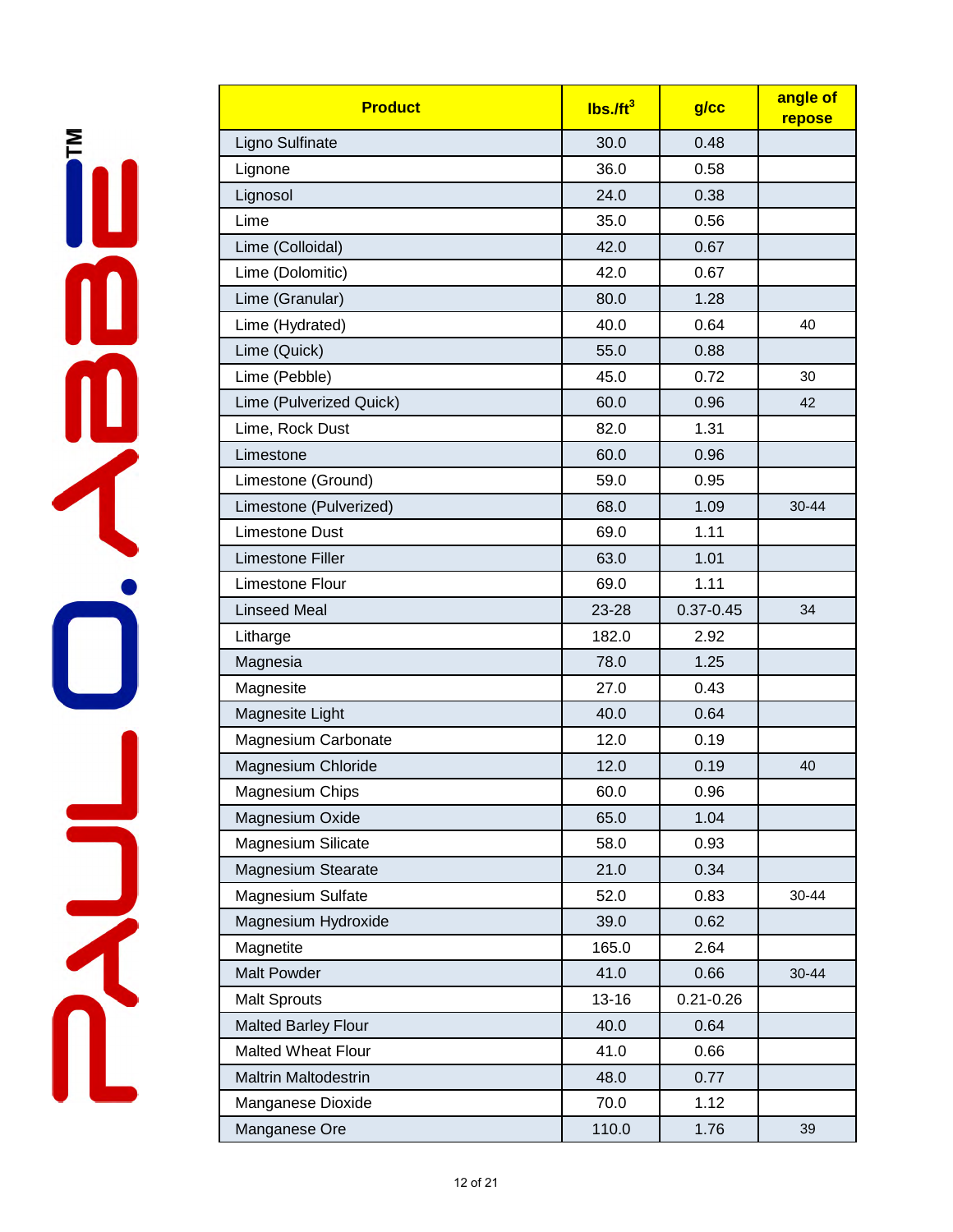| Product | lbs./ft$^3$ | g/cc | angle of repose |
|---|---|---|---|
| Ligno Sulfinate | 30.0 | 0.48 | |
| Lignone | 36.0 | 0.58 | |
| Lignosol | 24.0 | 0.38 | |
| Lime | 35.0 | 0.56 | |
| Lime (Colloidal) | 42.0 | 0.67 | |
| Lime (Dolomitic) | 42.0 | 0.67 | |
| Lime (Granular) | 80.0 | 1.28 | |
| Lime (Hydrated) | 40.0 | 0.64 | 40 |
| Lime (Quick) | 55.0 | 0.88 | |
| Lime (Pebble) | 45.0 | 0.72 | 30 |
| Lime (Pulverized Quick) | 60.0 | 0.96 | 42 |
| Lime, Rock Dust | 82.0 | 1.31 | |
| Limestone | 60.0 | 0.96 | |
| Limestone (Ground) | 59.0 | 0.95 | |
| Limestone (Pulverized) | 68.0 | 1.09 | 30-44 |
| Limestone Dust | 69.0 | 1.11 | |
| Limestone Filler | 63.0 | 1.01 | |
| Limestone Flour | 69.0 | 1.11 | |
| Linseed Meal | 23-28 | 0.37-0.45 | 34 |
| Litharge | 182.0 | 2.92 | |
| Magnesia | 78.0 | 1.25 | |
| Magnesite | 27.0 | 0.43 | |
| Magnesite Light | 40.0 | 0.64 | |
| Magnesium Carbonate | 12.0 | 0.19 | |
| Magnesium Chloride | 12.0 | 0.19 | 40 |
| Magnesium Chips | 60.0 | 0.96 | |
| Magnesium Oxide | 65.0 | 1.04 | |
| Magnesium Silicate | 58.0 | 0.93 | |
| Magnesium Stearate | 21.0 | 0.34 | |
| Magnesium Sulfate | 52.0 | 0.83 | 30-44 |
| Magnesium Hydroxide | 39.0 | 0.62 | |
| Magnetite | 165.0 | 2.64 | |
| Malt Powder | 41.0 | 0.66 | 30-44 |
| Malt Sprouts | 13-16 | 0.21-0.26 | |
| Malted Barley Flour | 40.0 | 0.64 | |
| Malted Wheat Flour | 41.0 | 0.66 | |
| Maltrin Maltodestrin | 48.0 | 0.77 | |
| Manganese Dioxide | 70.0 | 1.12 | |
| Manganese Ore | 110.0 | 1.76 | 39 |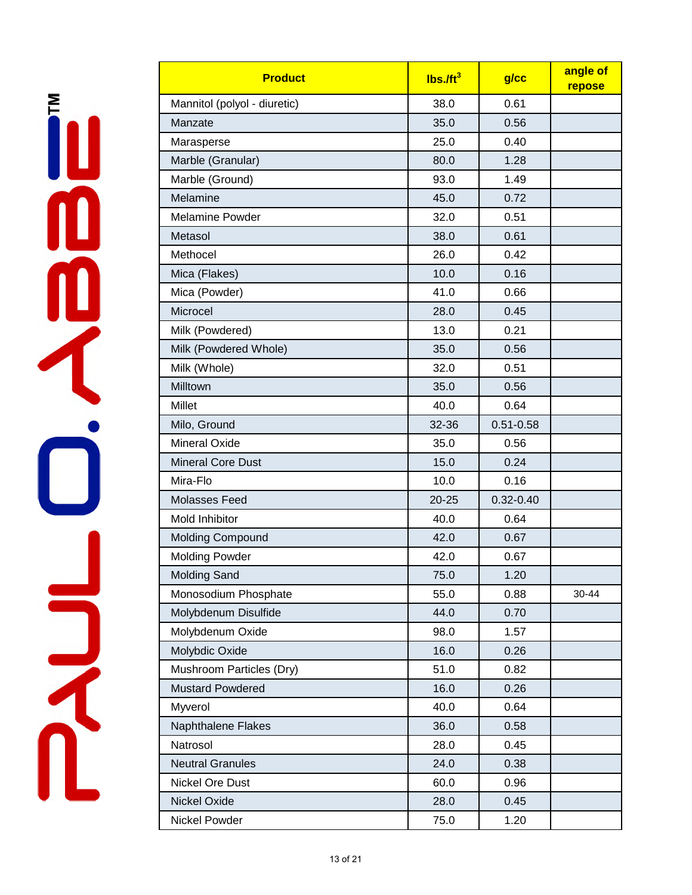| Product | lbs./ft$^3$ | g/cc | angle of repose |
|---|---|---|---|
| Mannitol (polyol - diuretic) | 38.0 | 0.61 | |
| Manzate | 35.0 | 0.56 | |
| Marasperse | 25.0 | 0.40 | |
| Marble (Granular) | 80.0 | 1.28 | |
| Marble (Ground) | 93.0 | 1.49 | |
| Melamine | 45.0 | 0.72 | |
| Melamine Powder | 32.0 | 0.51 | |
| Metasol | 38.0 | 0.61 | |
| Methocel | 26.0 | 0.42 | |
| Mica (Flakes) | 10.0 | 0.16 | |
| Mica (Powder) | 41.0 | 0.66 | |
| Microcel | 28.0 | 0.45 | |
| Milk (Powdered) | 13.0 | 0.21 | |
| Milk (Powdered Whole) | 35.0 | 0.56 | |
| Milk (Whole) | 32.0 | 0.51 | |
| Milltown | 35.0 | 0.56 | |
| Millet | 40.0 | 0.64 | |
| Milo, Ground | 32-36 | 0.51-0.58 | |
| Mineral Oxide | 35.0 | 0.56 | |
| Mineral Core Dust | 15.0 | 0.24 | |
| Mira-Flo | 10.0 | 0.16 | |
| Molasses Feed | 20-25 | 0.32-0.40 | |
| Mold Inhibitor | 40.0 | 0.64 | |
| Molding Compound | 42.0 | 0.67 | |
| Molding Powder | 42.0 | 0.67 | |
| Molding Sand | 75.0 | 1.20 | |
| Monosodium Phosphate | 55.0 | 0.88 | 30-44 |
| Molybdenum Disulfide | 44.0 | 0.70 | |
| Molybdenum Oxide | 98.0 | 1.57 | |
| Molybdic Oxide | 16.0 | 0.26 | |
| Mushroom Particles (Dry) | 51.0 | 0.82 | |
| Mustard Powdered | 16.0 | 0.26 | |
| Myverol | 40.0 | 0.64 | |
| Naphthalene Flakes | 36.0 | 0.58 | |
| Natrosol | 28.0 | 0.45 | |
| Neutral Granules | 24.0 | 0.38 | |
| Nickel Ore Dust | 60.0 | 0.96 | |
| Nickel Oxide | 28.0 | 0.45 | |
| Nickel Powder | 75.0 | 1.20 | |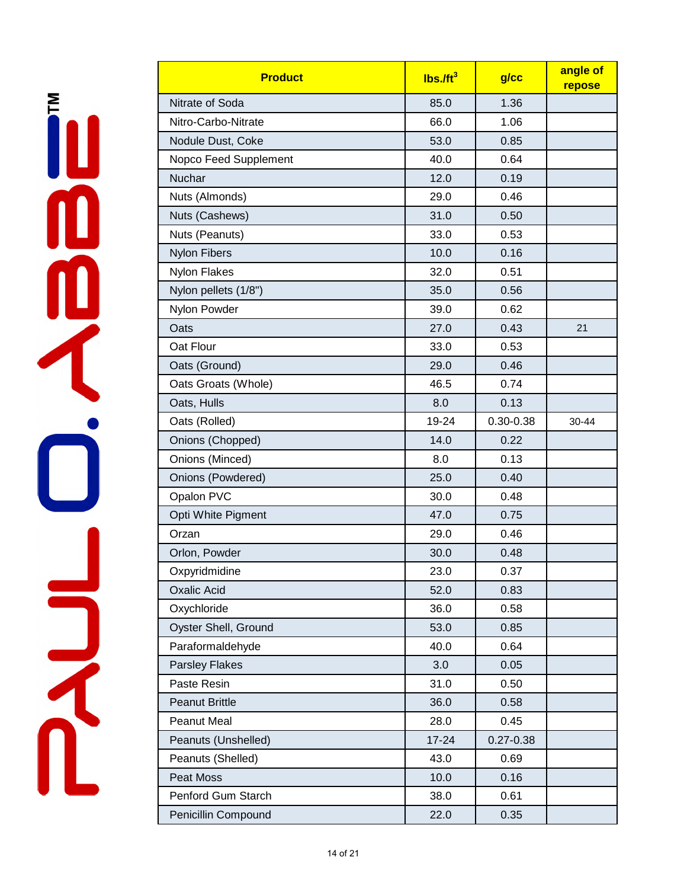| Product | lbs./ft$^3$ | g/cc | angle of repose |
|---|---|---|---|
| Nitrate of Soda | 85.0 | 1.36 | |
| Nitro-Carbo-Nitrate | 66.0 | 1.06 | |
| Nodule Dust, Coke | 53.0 | 0.85 | |
| Nopco Feed Supplement | 40.0 | 0.64 | |
| Nuchar | 12.0 | 0.19 | |
| Nuts (Almonds) | 29.0 | 0.46 | |
| Nuts (Cashews) | 31.0 | 0.50 | |
| Nuts (Peanuts) | 33.0 | 0.53 | |
| Nylon Fibers | 10.0 | 0.16 | |
| Nylon Flakes | 32.0 | 0.51 | |
| Nylon pellets (1/8") | 35.0 | 0.56 | |
| Nylon Powder | 39.0 | 0.62 | |
| Oats | 27.0 | 0.43 | 21 |
| Oat Flour | 33.0 | 0.53 | |
| Oats (Ground) | 29.0 | 0.46 | |
| Oats Groats (Whole) | 46.5 | 0.74 | |
| Oats, Hulls | 8.0 | 0.13 | |
| Oats (Rolled) | 19-24 | 0.30-0.38 | 30-44 |
| Onions (Chopped) | 14.0 | 0.22 | |
| Onions (Minced) | 8.0 | 0.13 | |
| Onions (Powdered) | 25.0 | 0.40 | |
| Opalon PVC | 30.0 | 0.48 | |
| Opti White Pigment | 47.0 | 0.75 | |
| Orzan | 29.0 | 0.46 | |
| Orlon, Powder | 30.0 | 0.48 | |
| Oxpyridmidine | 23.0 | 0.37 | |
| Oxalic Acid | 52.0 | 0.83 | |
| Oxychloride | 36.0 | 0.58 | |
| Oyster Shell, Ground | 53.0 | 0.85 | |
| Paraformaldehyde | 40.0 | 0.64 | |
| Parsley Flakes | 3.0 | 0.05 | |
| Paste Resin | 31.0 | 0.50 | |
| Peanut Brittle | 36.0 | 0.58 | |
| Peanut Meal | 28.0 | 0.45 | |
| Peanuts (Unshelled) | 17-24 | 0.27-0.38 | |
| Peanuts (Shelled) | 43.0 | 0.69 | |
| Peat Moss | 10.0 | 0.16 | |
| Penford Gum Starch | 38.0 | 0.61 | |
| Penicillin Compound | 22.0 | 0.35 | |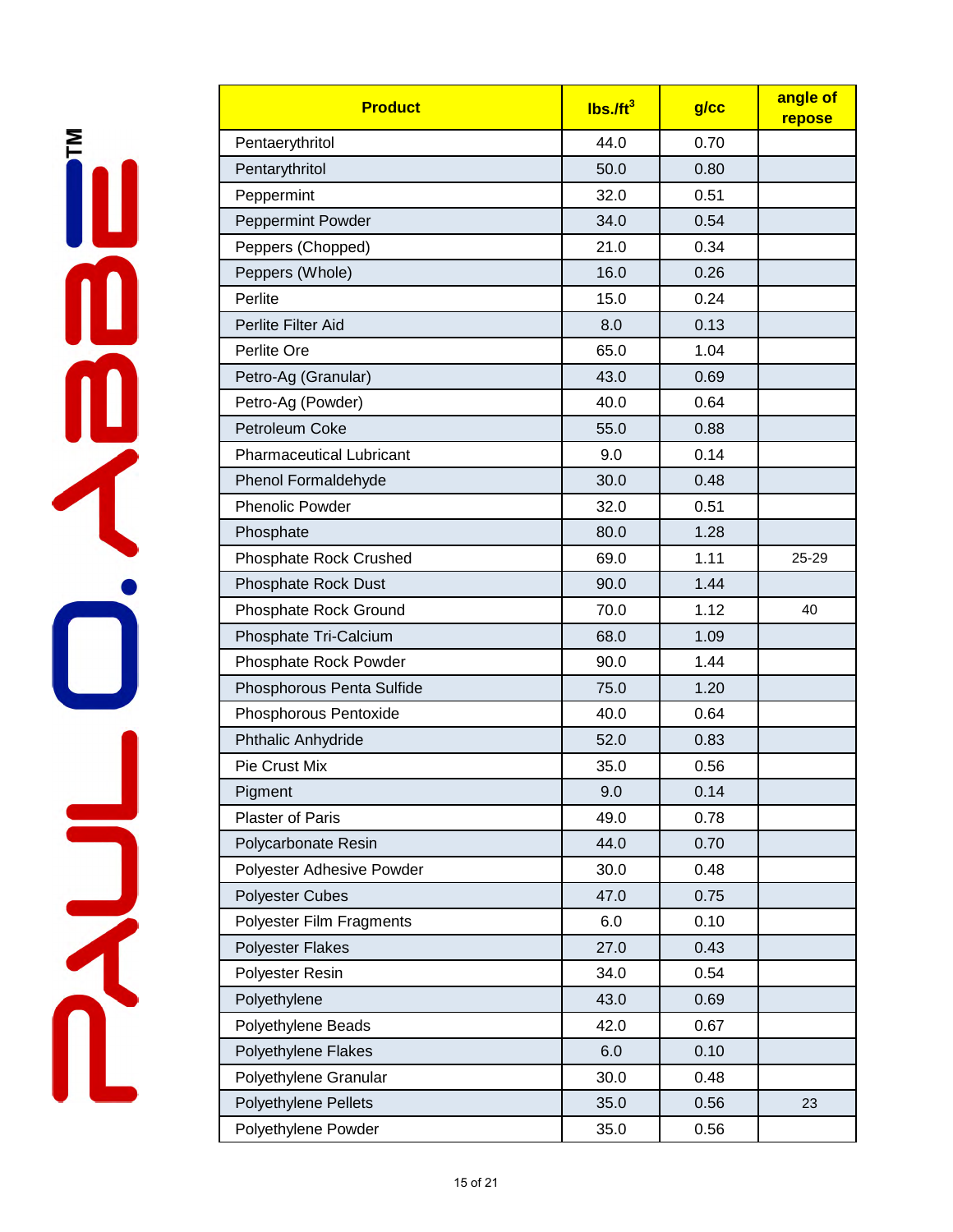| Product | $lbs./ft^3$ | g/cc | angle of repose |
|---|---|---|---|
| Pentaerythritol | 44.0 | 0.70 | |
| Pentarythritol | 50.0 | 0.80 | |
| Peppermint | 32.0 | 0.51 | |
| Peppermint Powder | 34.0 | 0.54 | |
| Peppers (Chopped) | 21.0 | 0.34 | |
| Peppers (Whole) | 16.0 | 0.26 | |
| Perlite | 15.0 | 0.24 | |
| Perlite Filter Aid | 8.0 | 0.13 | |
| Perlite Ore | 65.0 | 1.04 | |
| Petro-Ag (Granular) | 43.0 | 0.69 | |
| Petro-Ag (Powder) | 40.0 | 0.64 | |
| Petroleum Coke | 55.0 | 0.88 | |
| Pharmaceutical Lubricant | 9.0 | 0.14 | |
| Phenol Formaldehyde | 30.0 | 0.48 | |
| Phenolic Powder | 32.0 | 0.51 | |
| Phosphate | 80.0 | 1.28 | |
| Phosphate Rock Crushed | 69.0 | 1.11 | 25-29 |
| Phosphate Rock Dust | 90.0 | 1.44 | |
| Phosphate Rock Ground | 70.0 | 1.12 | 40 |
| Phosphate Tri-Calcium | 68.0 | 1.09 | |
| Phosphate Rock Powder | 90.0 | 1.44 | |
| Phosphorous Penta Sulfide | 75.0 | 1.20 | |
| Phosphorous Pentoxide | 40.0 | 0.64 | |
| Phthalic Anhydride | 52.0 | 0.83 | |
| Pie Crust Mix | 35.0 | 0.56 | |
| Pigment | 9.0 | 0.14 | |
| Plaster of Paris | 49.0 | 0.78 | |
| Polycarbonate Resin | 44.0 | 0.70 | |
| Polyester Adhesive Powder | 30.0 | 0.48 | |
| Polyester Cubes | 47.0 | 0.75 | |
| Polyester Film Fragments | 6.0 | 0.10 | |
| Polyester Flakes | 27.0 | 0.43 | |
| Polyester Resin | 34.0 | 0.54 | |
| Polyethylene | 43.0 | 0.69 | |
| Polyethylene Beads | 42.0 | 0.67 | |
| Polyethylene Flakes | 6.0 | 0.10 | |
| Polyethylene Granular | 30.0 | 0.48 | |
| Polyethylene Pellets | 35.0 | 0.56 | 23 |
| Polyethylene Powder | 35.0 | 0.56 | |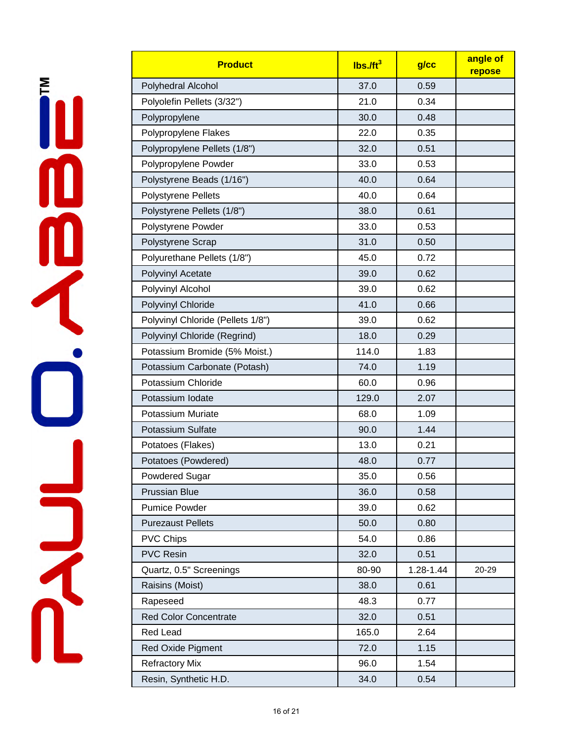| Product | lbs./ft$^3$ | g/cc | angle of repose |
|---|---|---|---|
| Polyhedral Alcohol | 37.0 | 0.59 | |
| Polyolefin Pellets (3/32") | 21.0 | 0.34 | |
| Polypropylene | 30.0 | 0.48 | |
| Polypropylene Flakes | 22.0 | 0.35 | |
| Polypropylene Pellets (1/8") | 32.0 | 0.51 | |
| Polypropylene Powder | 33.0 | 0.53 | |
| Polystyrene Beads (1/16") | 40.0 | 0.64 | |
| Polystyrene Pellets | 40.0 | 0.64 | |
| Polystyrene Pellets (1/8") | 38.0 | 0.61 | |
| Polystyrene Powder | 33.0 | 0.53 | |
| Polystyrene Scrap | 31.0 | 0.50 | |
| Polyurethane Pellets (1/8") | 45.0 | 0.72 | |
| Polyvinyl Acetate | 39.0 | 0.62 | |
| Polyvinyl Alcohol | 39.0 | 0.62 | |
| Polyvinyl Chloride | 41.0 | 0.66 | |
| Polyvinyl Chloride (Pellets 1/8") | 39.0 | 0.62 | |
| Polyvinyl Chloride (Regrind) | 18.0 | 0.29 | |
| Potassium Bromide (5% Moist.) | 114.0 | 1.83 | |
| Potassium Carbonate (Potash) | 74.0 | 1.19 | |
| Potassium Chloride | 60.0 | 0.96 | |
| Potassium Iodate | 129.0 | 2.07 | |
| Potassium Muriate | 68.0 | 1.09 | |
| Potassium Sulfate | 90.0 | 1.44 | |
| Potatoes (Flakes) | 13.0 | 0.21 | |
| Potatoes (Powdered) | 48.0 | 0.77 | |
| Powdered Sugar | 35.0 | 0.56 | |
| Prussian Blue | 36.0 | 0.58 | |
| Pumice Powder | 39.0 | 0.62 | |
| Purezaust Pellets | 50.0 | 0.80 | |
| PVC Chips | 54.0 | 0.86 | |
| PVC Resin | 32.0 | 0.51 | |
| Quartz, 0.5" Screenings | 80-90 | 1.28-1.44 | 20-29 |
| Raisins (Moist) | 38.0 | 0.61 | |
| Rapeseed | 48.3 | 0.77 | |
| Red Color Concentrate | 32.0 | 0.51 | |
| Red Lead | 165.0 | 2.64 | |
| Red Oxide Pigment | 72.0 | 1.15 | |
| Refractory Mix | 96.0 | 1.54 | |
| Resin, Synthetic H.D. | 34.0 | 0.54 | |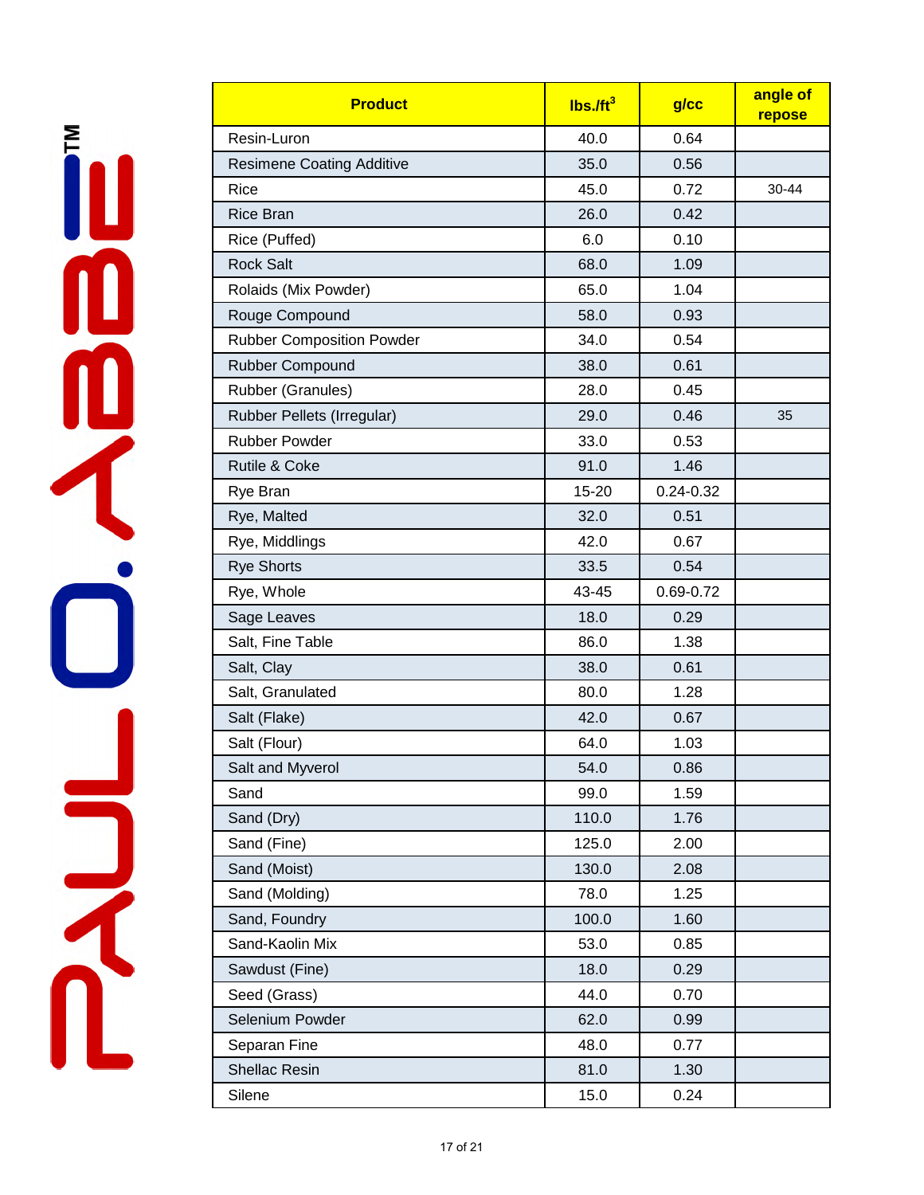| Product | lbs./ft$^3$ | g/cc | angle of repose |
|---|---|---|---|
| Resin-Luron | 40.0 | 0.64 | |
| Resimene Coating Additive | 35.0 | 0.56 | |
| Rice | 45.0 | 0.72 | 30-44 |
| Rice Bran | 26.0 | 0.42 | |
| Rice (Puffed) | 6.0 | 0.10 | |
| Rock Salt | 68.0 | 1.09 | |
| Rolaids (Mix Powder) | 65.0 | 1.04 | |
| Rouge Compound | 58.0 | 0.93 | |
| Rubber Composition Powder | 34.0 | 0.54 | |
| Rubber Compound | 38.0 | 0.61 | |
| Rubber (Granules) | 28.0 | 0.45 | |
| Rubber Pellets (Irregular) | 29.0 | 0.46 | 35 |
| Rubber Powder | 33.0 | 0.53 | |
| Rutile & Coke | 91.0 | 1.46 | |
| Rye Bran | 15-20 | 0.24-0.32 | |
| Rye, Malted | 32.0 | 0.51 | |
| Rye, Middlings | 42.0 | 0.67 | |
| Rye Shorts | 33.5 | 0.54 | |
| Rye, Whole | 43-45 | 0.69-0.72 | |
| Sage Leaves | 18.0 | 0.29 | |
| Salt, Fine Table | 86.0 | 1.38 | |
| Salt, Clay | 38.0 | 0.61 | |
| Salt, Granulated | 80.0 | 1.28 | |
| Salt (Flake) | 42.0 | 0.67 | |
| Salt (Flour) | 64.0 | 1.03 | |
| Salt and Myverol | 54.0 | 0.86 | |
| Sand | 99.0 | 1.59 | |
| Sand (Dry) | 110.0 | 1.76 | |
| Sand (Fine) | 125.0 | 2.00 | |
| Sand (Moist) | 130.0 | 2.08 | |
| Sand (Molding) | 78.0 | 1.25 | |
| Sand, Foundry | 100.0 | 1.60 | |
| Sand-Kaolin Mix | 53.0 | 0.85 | |
| Sawdust (Fine) | 18.0 | 0.29 | |
| Seed (Grass) | 44.0 | 0.70 | |
| Selenium Powder | 62.0 | 0.99 | |
| Separan Fine | 48.0 | 0.77 | |
| Shellac Resin | 81.0 | 1.30 | |
| Silene | 15.0 | 0.24 | |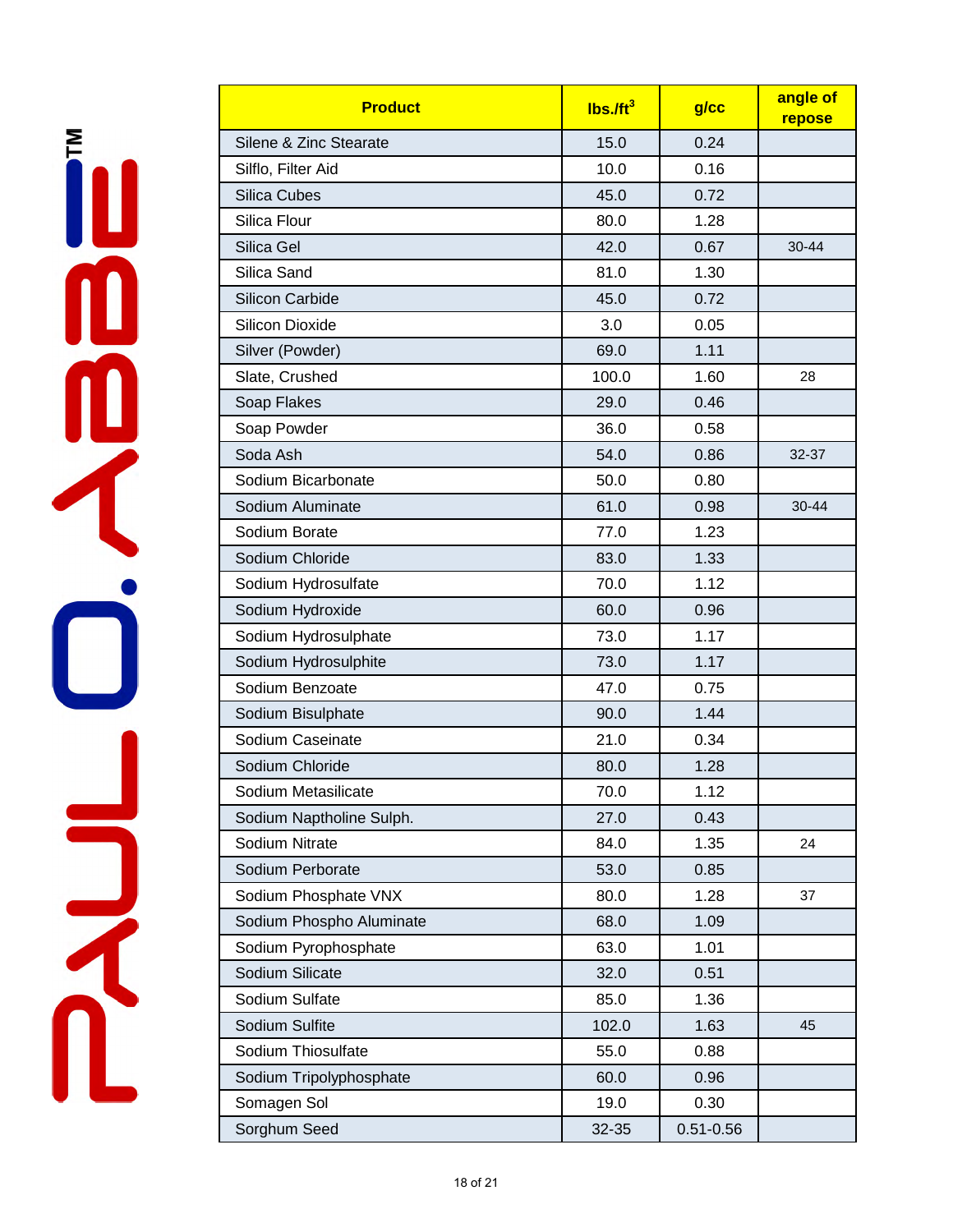| Product | lbs./ft$^3$ | g/cc | angle of repose |
|---|---|---|---|
| Silene & Zinc Stearate | 15.0 | 0.24 | |
| Silflo, Filter Aid | 10.0 | 0.16 | |
| Silica Cubes | 45.0 | 0.72 | |
| Silica Flour | 80.0 | 1.28 | |
| Silica Gel | 42.0 | 0.67 | 30-44 |
| Silica Sand | 81.0 | 1.30 | |
| Silicon Carbide | 45.0 | 0.72 | |
| Silicon Dioxide | 3.0 | 0.05 | |
| Silver (Powder) | 69.0 | 1.11 | |
| Slate, Crushed | 100.0 | 1.60 | 28 |
| Soap Flakes | 29.0 | 0.46 | |
| Soap Powder | 36.0 | 0.58 | |
| Soda Ash | 54.0 | 0.86 | 32-37 |
| Sodium Bicarbonate | 50.0 | 0.80 | |
| Sodium Aluminate | 61.0 | 0.98 | 30-44 |
| Sodium Borate | 77.0 | 1.23 | |
| Sodium Chloride | 83.0 | 1.33 | |
| Sodium Hydrosulfate | 70.0 | 1.12 | |
| Sodium Hydroxide | 60.0 | 0.96 | |
| Sodium Hydrosulphate | 73.0 | 1.17 | |
| Sodium Hydrosulphite | 73.0 | 1.17 | |
| Sodium Benzoate | 47.0 | 0.75 | |
| Sodium Bisulphate | 90.0 | 1.44 | |
| Sodium Caseinate | 21.0 | 0.34 | |
| Sodium Chloride | 80.0 | 1.28 | |
| Sodium Metasilicate | 70.0 | 1.12 | |
| Sodium Naptholine Sulph. | 27.0 | 0.43 | |
| Sodium Nitrate | 84.0 | 1.35 | 24 |
| Sodium Perborate | 53.0 | 0.85 | |
| Sodium Phosphate VNX | 80.0 | 1.28 | 37 |
| Sodium Phospho Aluminate | 68.0 | 1.09 | |
| Sodium Pyrophosphate | 63.0 | 1.01 | |
| Sodium Silicate | 32.0 | 0.51 | |
| Sodium Sulfate | 85.0 | 1.36 | |
| Sodium Sulfite | 102.0 | 1.63 | 45 |
| Sodium Thiosulfate | 55.0 | 0.88 | |
| Sodium Tripolyphosphate | 60.0 | 0.96 | |
| Somagen Sol | 19.0 | 0.30 | |
| Sorghum Seed | 32-35 | 0.51-0.56 | |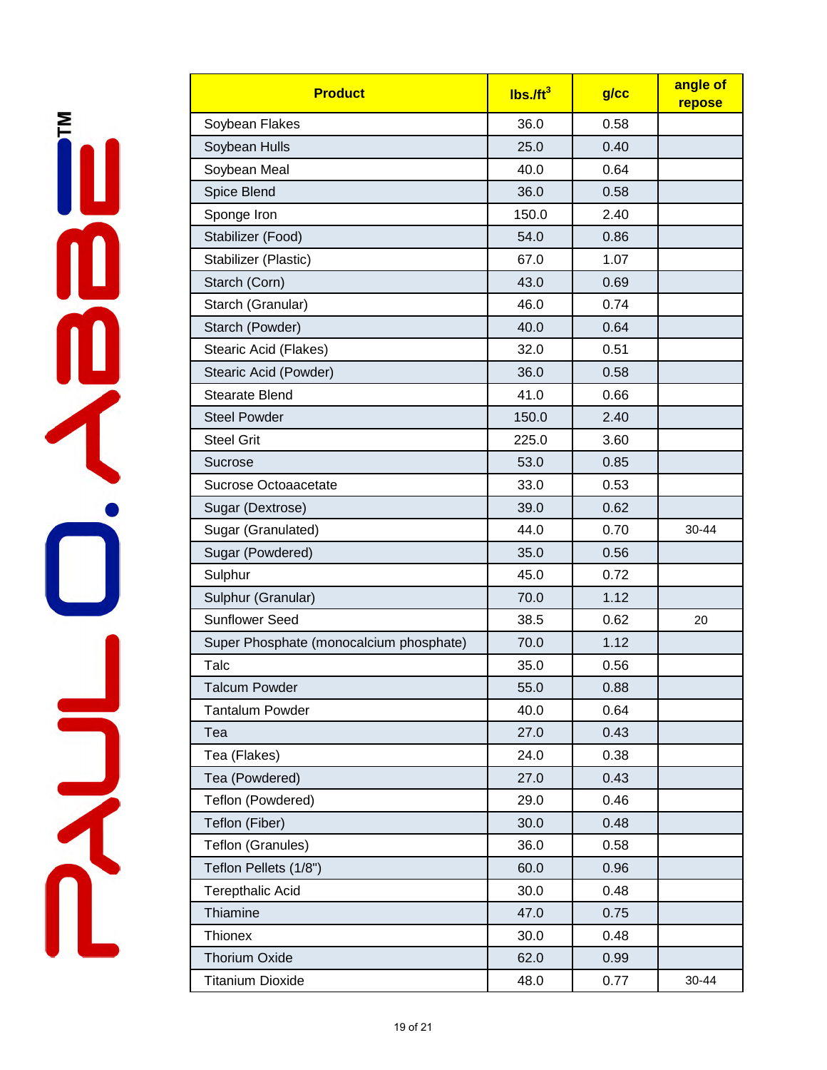| Product | lbs./ft$^3$ | g/cc | angle of repose |
|---|---|---|---|
| Soybean Flakes | 36.0 | 0.58 | |
| Soybean Hulls | 25.0 | 0.40 | |
| Soybean Meal | 40.0 | 0.64 | |
| Spice Blend | 36.0 | 0.58 | |
| Sponge Iron | 150.0 | 2.40 | |
| Stabilizer (Food) | 54.0 | 0.86 | |
| Stabilizer (Plastic) | 67.0 | 1.07 | |
| Starch (Corn) | 43.0 | 0.69 | |
| Starch (Granular) | 46.0 | 0.74 | |
| Starch (Powder) | 40.0 | 0.64 | |
| Stearic Acid (Flakes) | 32.0 | 0.51 | |
| Stearic Acid (Powder) | 36.0 | 0.58 | |
| Stearate Blend | 41.0 | 0.66 | |
| Steel Powder | 150.0 | 2.40 | |
| Steel Grit | 225.0 | 3.60 | |
| Sucrose | 53.0 | 0.85 | |
| Sucrose Octoaacetate | 33.0 | 0.53 | |
| Sugar (Dextrose) | 39.0 | 0.62 | |
| Sugar (Granulated) | 44.0 | 0.70 | 30-44 |
| Sugar (Powdered) | 35.0 | 0.56 | |
| Sulphur | 45.0 | 0.72 | |
| Sulphur (Granular) | 70.0 | 1.12 | |
| Sunflower Seed | 38.5 | 0.62 | 20 |
| Super Phosphate (monocalcium phosphate) | 70.0 | 1.12 | |
| Talc | 35.0 | 0.56 | |
| Talcum Powder | 55.0 | 0.88 | |
| Tantalum Powder | 40.0 | 0.64 | |
| Tea | 27.0 | 0.43 | |
| Tea (Flakes) | 24.0 | 0.38 | |
| Tea (Powdered) | 27.0 | 0.43 | |
| Teflon (Powdered) | 29.0 | 0.46 | |
| Teflon (Fiber) | 30.0 | 0.48 | |
| Teflon (Granules) | 36.0 | 0.58 | |
| Teflon Pellets (1/8") | 60.0 | 0.96 | |
| Terepthalic Acid | 30.0 | 0.48 | |
| Thiamine | 47.0 | 0.75 | |
| Thionex | 30.0 | 0.48 | |
| Thorium Oxide | 62.0 | 0.99 | |
| Titanium Dioxide | 48.0 | 0.77 | 30-44 |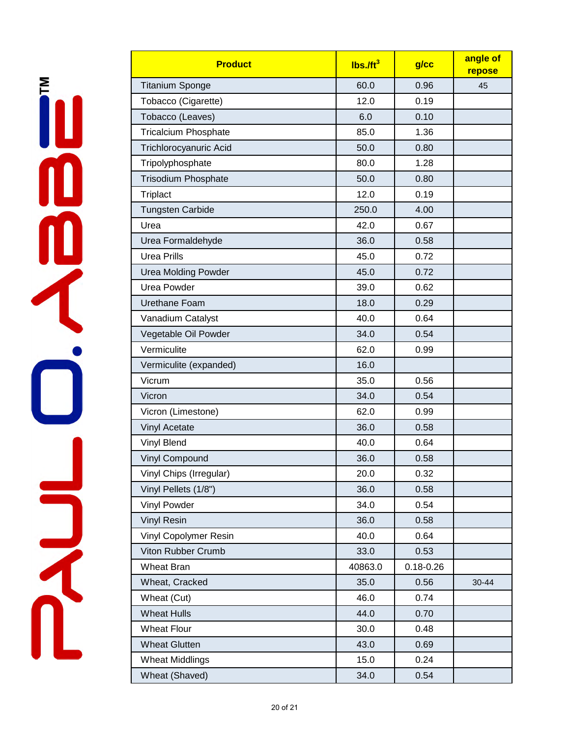| Product | lbs./ft$^3$ | g/cc | angle of repose |
|---|---|---|---|
| Titanium Sponge | 60.0 | 0.96 | 45 |
| Tobacco (Cigarette) | 12.0 | 0.19 | |
| Tobacco (Leaves) | 6.0 | 0.10 | |
| Tricalcium Phosphate | 85.0 | 1.36 | |
| Trichlorocyanuric Acid | 50.0 | 0.80 | |
| Tripolyphosphate | 80.0 | 1.28 | |
| Trisodium Phosphate | 50.0 | 0.80 | |
| Triplact | 12.0 | 0.19 | |
| Tungsten Carbide | 250.0 | 4.00 | |
| Urea | 42.0 | 0.67 | |
| Urea Formaldehyde | 36.0 | 0.58 | |
| Urea Prills | 45.0 | 0.72 | |
| Urea Molding Powder | 45.0 | 0.72 | |
| Urea Powder | 39.0 | 0.62 | |
| Urethane Foam | 18.0 | 0.29 | |
| Vanadium Catalyst | 40.0 | 0.64 | |
| Vegetable Oil Powder | 34.0 | 0.54 | |
| Vermiculite | 62.0 | 0.99 | |
| Vermiculite (expanded) | 16.0 | | |
| Vicrum | 35.0 | 0.56 | |
| Vicron | 34.0 | 0.54 | |
| Vicron (Limestone) | 62.0 | 0.99 | |
| Vinyl Acetate | 36.0 | 0.58 | |
| Vinyl Blend | 40.0 | 0.64 | |
| Vinyl Compound | 36.0 | 0.58 | |
| Vinyl Chips (Irregular) | 20.0 | 0.32 | |
| Vinyl Pellets (1/8") | 36.0 | 0.58 | |
| Vinyl Powder | 34.0 | 0.54 | |
| Vinyl Resin | 36.0 | 0.58 | |
| Vinyl Copolymer Resin | 40.0 | 0.64 | |
| Viton Rubber Crumb | 33.0 | 0.53 | |
| Wheat Bran | 40863.0 | 0.18-0.26 | |
| Wheat, Cracked | 35.0 | 0.56 | 30-44 |
| Wheat (Cut) | 46.0 | 0.74 | |
| Wheat Hulls | 44.0 | 0.70 | |
| Wheat Flour | 30.0 | 0.48 | |
| Wheat Glutten | 43.0 | 0.69 | |
| Wheat Middlings | 15.0 | 0.24 | |
| Wheat (Shaved) | 34.0 | 0.54 | |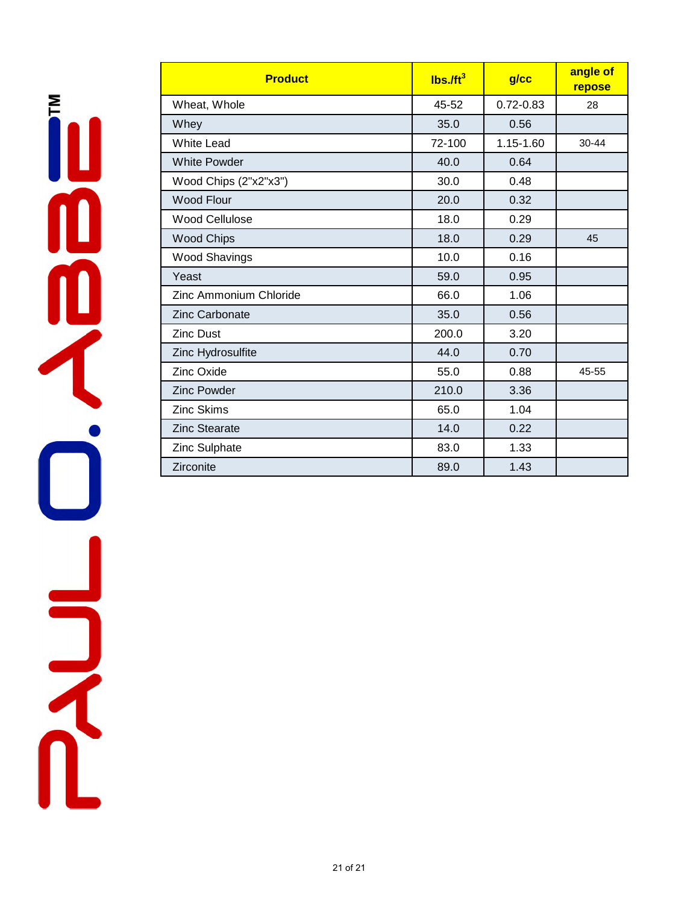| Product | lbs./ft$^3$ | g/cc | angle of repose |
|---|---|---|---|
| Wheat, Whole | 45-52 | 0.72-0.83 | 28 |
| Whey | 35.0 | 0.56 | |
| White Lead | 72-100 | 1.15-1.60 | 30-44 |
| White Powder | 40.0 | 0.64 | |
| Wood Chips (2"x2"x3") | 30.0 | 0.48 | |
| Wood Flour | 20.0 | 0.32 | |
| Wood Cellulose | 18.0 | 0.29 | |
| Wood Chips | 18.0 | 0.29 | 45 |
| Wood Shavings | 10.0 | 0.16 | |
| Yeast | 59.0 | 0.95 | |
| Zinc Ammonium Chloride | 66.0 | 1.06 | |
| Zinc Carbonate | 35.0 | 0.56 | |
| Zinc Dust | 200.0 | 3.20 | |
| Zinc Hydrosulfite | 44.0 | 0.70 | |
| Zinc Oxide | 55.0 | 0.88 | 45-55 |
| Zinc Powder | 210.0 | 3.36 | |
| Zinc Skims | 65.0 | 1.04 | |
| Zinc Stearate | 14.0 | 0.22 | |
| Zinc Sulphate | 83.0 | 1.33 | |
| Zirconite | 89.0 | 1.43 | |